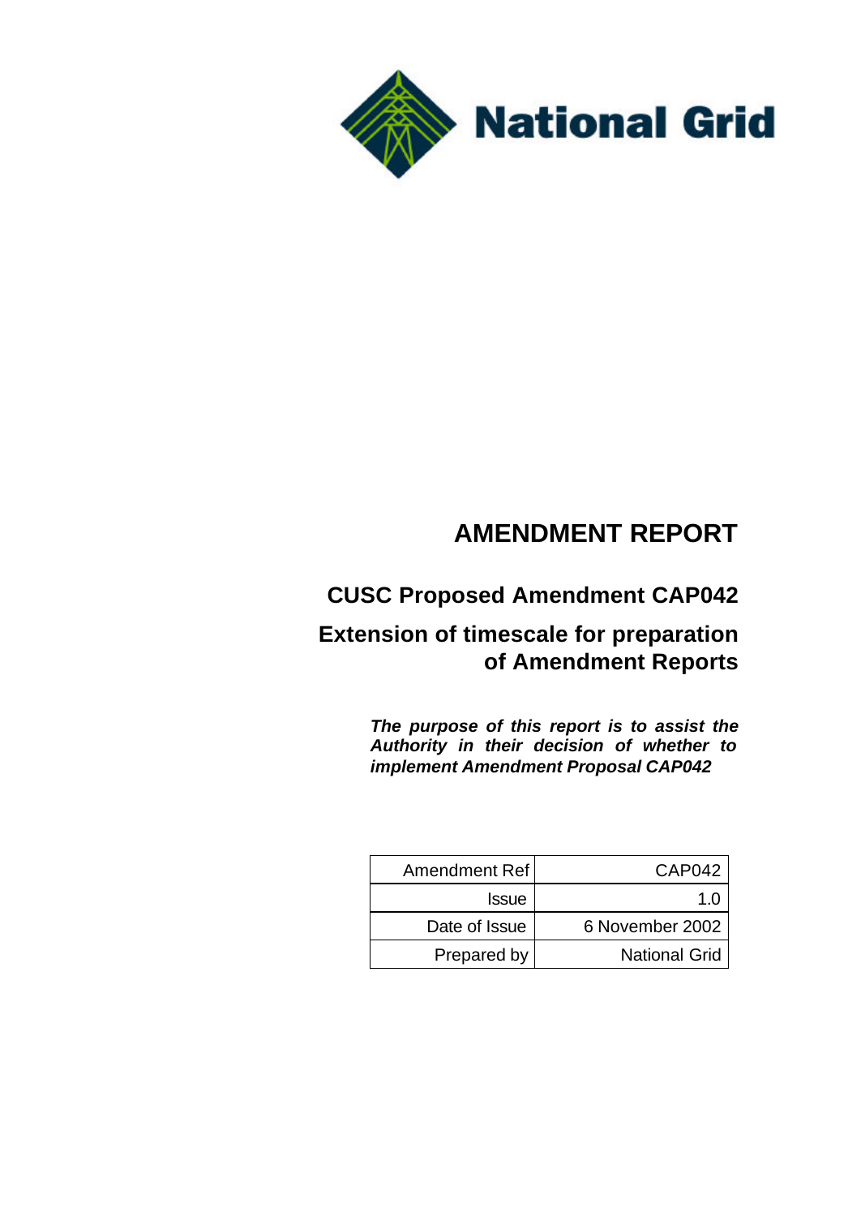National Grid

# AMENDMENT REPORT

## CUSC Proposed Amendment CAP042

## Extension of timescale for preparation of Amendment Reports

***The purpose of this report is to assist the Authority in their decision of whether to implement Amendment Proposal CAP042***

| Amendment Ref | CAP042 |
|---|---|
| Issue | 1.0 |
| Date of Issue | 6 November 2002 |
| Prepared by | National Grid |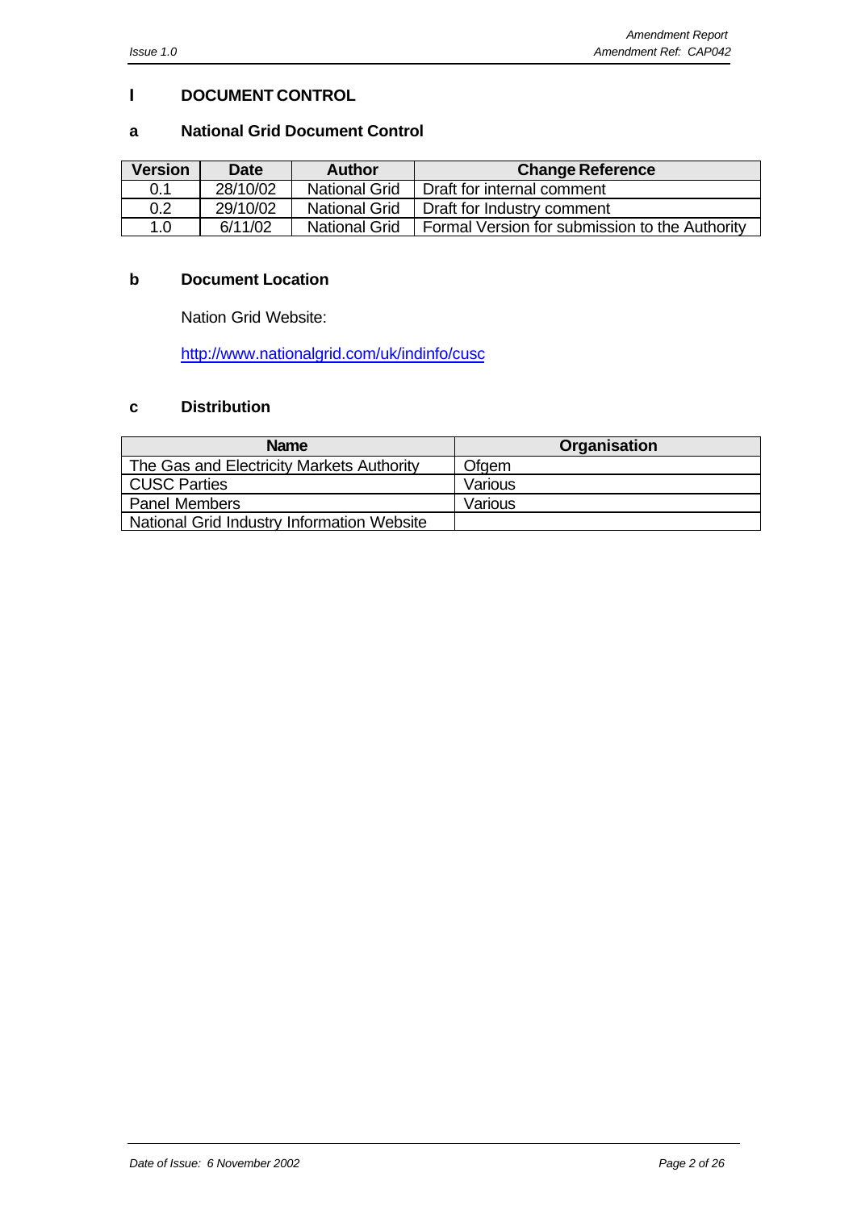## I DOCUMENT CONTROL

### a National Grid Document Control

| Version | Date | Author | Change Reference |
|---|---|---|---|
| 0.1 | 28/10/02 | National Grid | Draft for internal comment |
| 0.2 | 29/10/02 | National Grid | Draft for Industry comment |
| 1.0 | 6/11/02 | National Grid | Formal Version for submission to the Authority |

### b Document Location

Nation Grid Website:

http://www.nationalgrid.com/uk/indinfo/cusc

### c Distribution

| Name | Organisation |
|---|---|
| The Gas and Electricity Markets Authority | Ofgem |
| CUSC Parties | Various |
| Panel Members | Various |
| National Grid Industry Information Website | |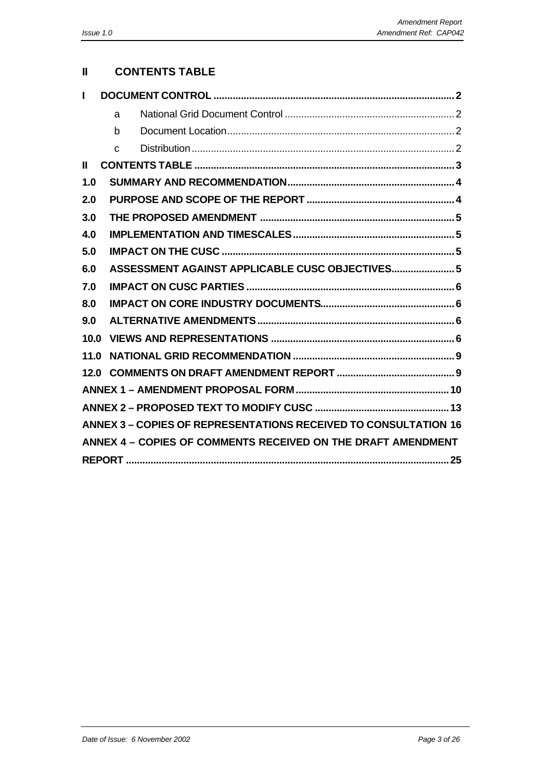## II CONTENTS TABLE

| | | |
|---|---|---|
| **I** | **DOCUMENT CONTROL** | **2** |
| | a National Grid Document Control | 2 |
| | b Document Location | 2 |
| | c Distribution | 2 |
| **II** | **CONTENTS TABLE** | **3** |
| **1.0** | **SUMMARY AND RECOMMENDATION** | **4** |
| **2.0** | **PURPOSE AND SCOPE OF THE REPORT** | **4** |
| **3.0** | **THE PROPOSED AMENDMENT** | **5** |
| **4.0** | **IMPLEMENTATION AND TIMESCALES** | **5** |
| **5.0** | **IMPACT ON THE CUSC** | **5** |
| **6.0** | **ASSESSMENT AGAINST APPLICABLE CUSC OBJECTIVES** | **5** |
| **7.0** | **IMPACT ON CUSC PARTIES** | **6** |
| **8.0** | **IMPACT ON CORE INDUSTRY DOCUMENTS** | **6** |
| **9.0** | **ALTERNATIVE AMENDMENTS** | **6** |
| **10.0** | **VIEWS AND REPRESENTATIONS** | **6** |
| **11.0** | **NATIONAL GRID RECOMMENDATION** | **9** |
| **12.0** | **COMMENTS ON DRAFT AMENDMENT REPORT** | **9** |
| | **ANNEX 1 – AMENDMENT PROPOSAL FORM** | **10** |
| | **ANNEX 2 – PROPOSED TEXT TO MODIFY CUSC** | **13** |
| | **ANNEX 3 – COPIES OF REPRESENTATIONS RECEIVED TO CONSULTATION** | **16** |
| | **ANNEX 4 – COPIES OF COMMENTS RECEIVED ON THE DRAFT AMENDMENT REPORT** | **25** |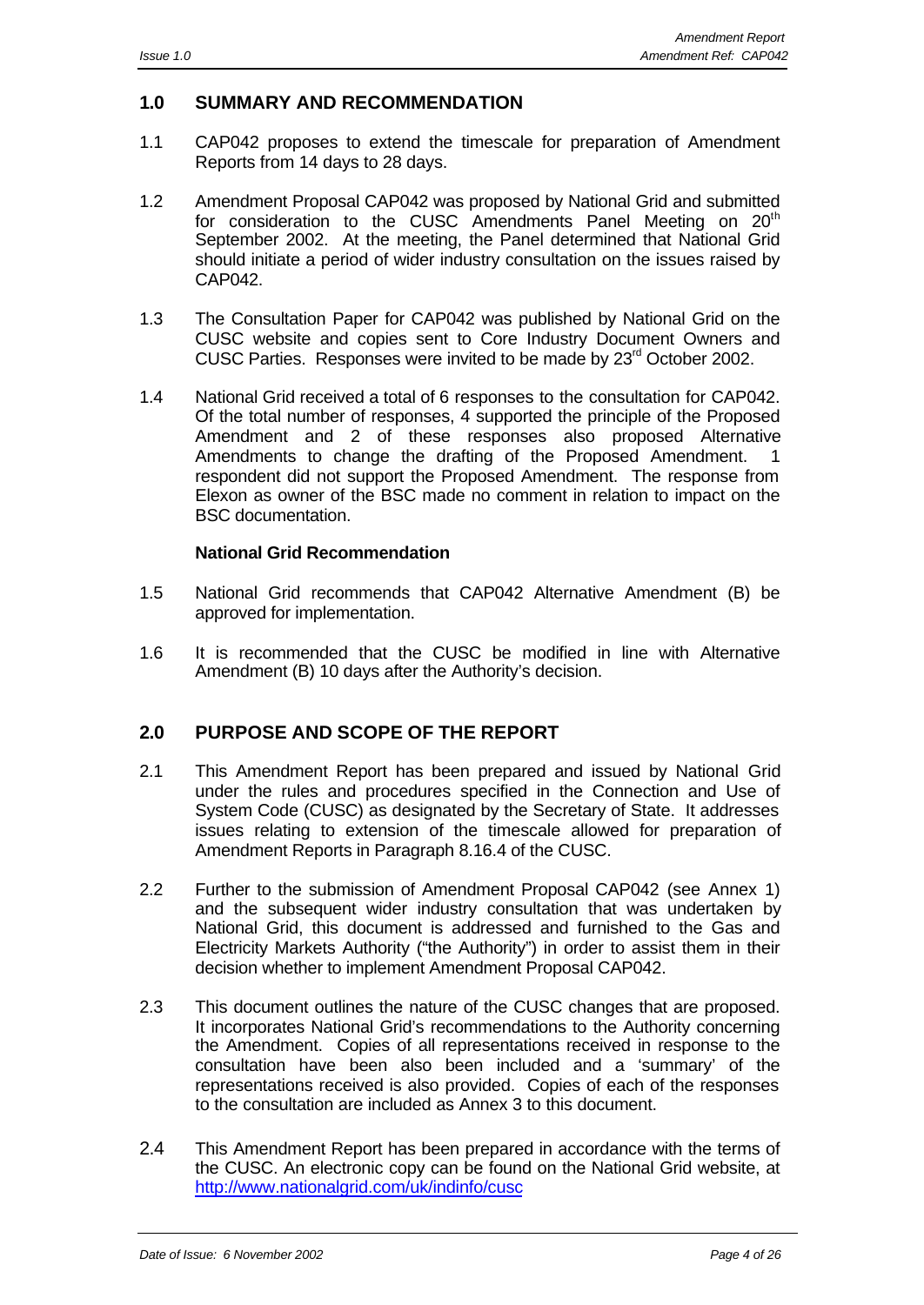## 1.0 SUMMARY AND RECOMMENDATION

1.1 CAP042 proposes to extend the timescale for preparation of Amendment Reports from 14 days to 28 days.

1.2 Amendment Proposal CAP042 was proposed by National Grid and submitted for consideration to the CUSC Amendments Panel Meeting on 20th September 2002. At the meeting, the Panel determined that National Grid should initiate a period of wider industry consultation on the issues raised by CAP042.

1.3 The Consultation Paper for CAP042 was published by National Grid on the CUSC website and copies sent to Core Industry Document Owners and CUSC Parties. Responses were invited to be made by 23rd October 2002.

1.4 National Grid received a total of 6 responses to the consultation for CAP042. Of the total number of responses, 4 supported the principle of the Proposed Amendment and 2 of these responses also proposed Alternative Amendments to change the drafting of the Proposed Amendment. 1 respondent did not support the Proposed Amendment. The response from Elexon as owner of the BSC made no comment in relation to impact on the BSC documentation.

**National Grid Recommendation**

1.5 National Grid recommends that CAP042 Alternative Amendment (B) be approved for implementation.

1.6 It is recommended that the CUSC be modified in line with Alternative Amendment (B) 10 days after the Authority's decision.

## 2.0 PURPOSE AND SCOPE OF THE REPORT

2.1 This Amendment Report has been prepared and issued by National Grid under the rules and procedures specified in the Connection and Use of System Code (CUSC) as designated by the Secretary of State. It addresses issues relating to extension of the timescale allowed for preparation of Amendment Reports in Paragraph 8.16.4 of the CUSC.

2.2 Further to the submission of Amendment Proposal CAP042 (see Annex 1) and the subsequent wider industry consultation that was undertaken by National Grid, this document is addressed and furnished to the Gas and Electricity Markets Authority ("the Authority") in order to assist them in their decision whether to implement Amendment Proposal CAP042.

2.3 This document outlines the nature of the CUSC changes that are proposed. It incorporates National Grid's recommendations to the Authority concerning the Amendment. Copies of all representations received in response to the consultation have been also been included and a 'summary' of the representations received is also provided. Copies of each of the responses to the consultation are included as Annex 3 to this document.

2.4 This Amendment Report has been prepared in accordance with the terms of the CUSC. An electronic copy can be found on the National Grid website, at http://www.nationalgrid.com/uk/indinfo/cusc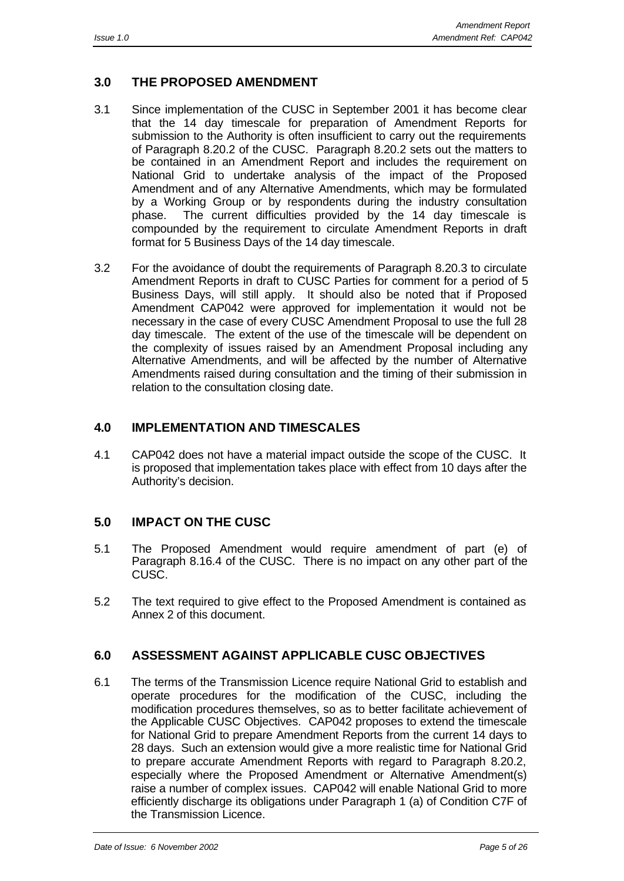## 3.0 THE PROPOSED AMENDMENT

3.1 Since implementation of the CUSC in September 2001 it has become clear that the 14 day timescale for preparation of Amendment Reports for submission to the Authority is often insufficient to carry out the requirements of Paragraph 8.20.2 of the CUSC. Paragraph 8.20.2 sets out the matters to be contained in an Amendment Report and includes the requirement on National Grid to undertake analysis of the impact of the Proposed Amendment and of any Alternative Amendments, which may be formulated by a Working Group or by respondents during the industry consultation phase. The current difficulties provided by the 14 day timescale is compounded by the requirement to circulate Amendment Reports in draft format for 5 Business Days of the 14 day timescale.

3.2 For the avoidance of doubt the requirements of Paragraph 8.20.3 to circulate Amendment Reports in draft to CUSC Parties for comment for a period of 5 Business Days, will still apply. It should also be noted that if Proposed Amendment CAP042 were approved for implementation it would not be necessary in the case of every CUSC Amendment Proposal to use the full 28 day timescale. The extent of the use of the timescale will be dependent on the complexity of issues raised by an Amendment Proposal including any Alternative Amendments, and will be affected by the number of Alternative Amendments raised during consultation and the timing of their submission in relation to the consultation closing date.

## 4.0 IMPLEMENTATION AND TIMESCALES

4.1 CAP042 does not have a material impact outside the scope of the CUSC. It is proposed that implementation takes place with effect from 10 days after the Authority's decision.

## 5.0 IMPACT ON THE CUSC

5.1 The Proposed Amendment would require amendment of part (e) of Paragraph 8.16.4 of the CUSC. There is no impact on any other part of the CUSC.

5.2 The text required to give effect to the Proposed Amendment is contained as Annex 2 of this document.

## 6.0 ASSESSMENT AGAINST APPLICABLE CUSC OBJECTIVES

6.1 The terms of the Transmission Licence require National Grid to establish and operate procedures for the modification of the CUSC, including the modification procedures themselves, so as to better facilitate achievement of the Applicable CUSC Objectives. CAP042 proposes to extend the timescale for National Grid to prepare Amendment Reports from the current 14 days to 28 days. Such an extension would give a more realistic time for National Grid to prepare accurate Amendment Reports with regard to Paragraph 8.20.2, especially where the Proposed Amendment or Alternative Amendment(s) raise a number of complex issues. CAP042 will enable National Grid to more efficiently discharge its obligations under Paragraph 1 (a) of Condition C7F of the Transmission Licence.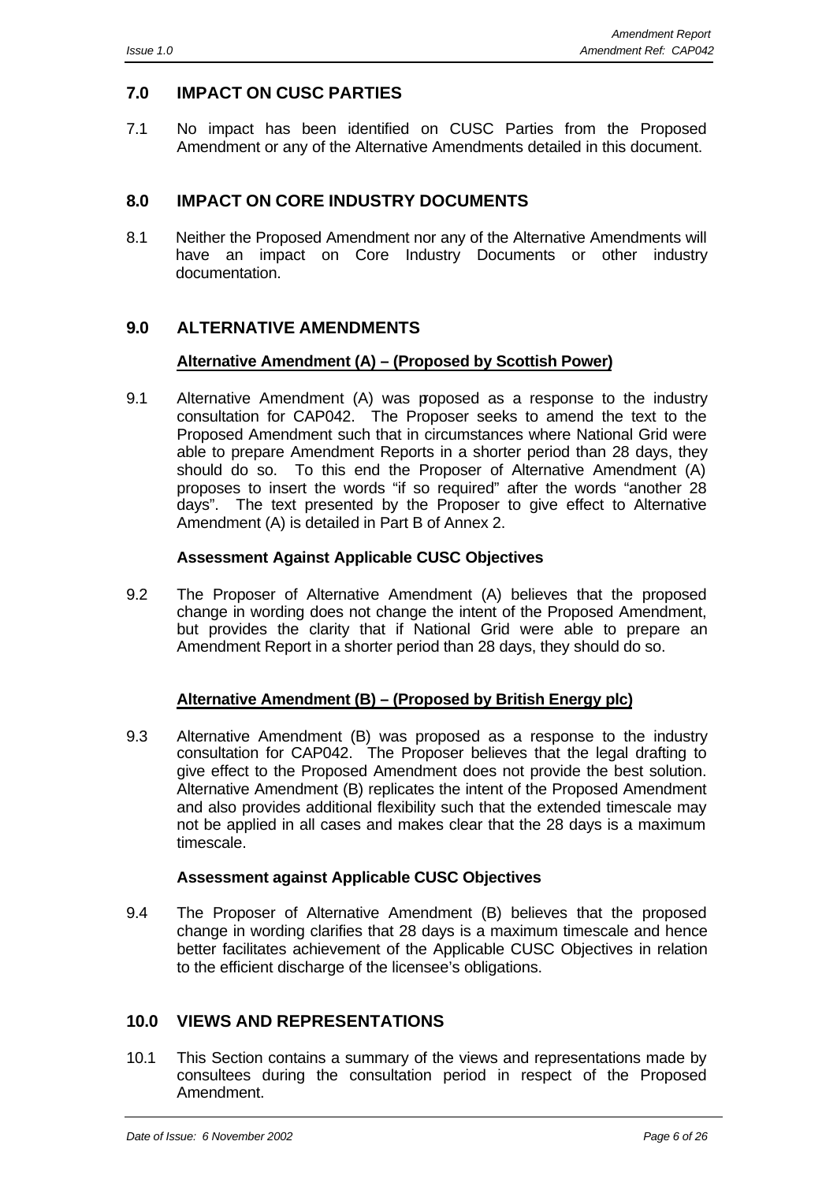## 7.0 IMPACT ON CUSC PARTIES

7.1 No impact has been identified on CUSC Parties from the Proposed Amendment or any of the Alternative Amendments detailed in this document.

## 8.0 IMPACT ON CORE INDUSTRY DOCUMENTS

8.1 Neither the Proposed Amendment nor any of the Alternative Amendments will have an impact on Core Industry Documents or other industry documentation.

## 9.0 ALTERNATIVE AMENDMENTS

**Alternative Amendment (A) – (Proposed by Scottish Power)**

9.1 Alternative Amendment (A) was proposed as a response to the industry consultation for CAP042. The Proposer seeks to amend the text to the Proposed Amendment such that in circumstances where National Grid were able to prepare Amendment Reports in a shorter period than 28 days, they should do so. To this end the Proposer of Alternative Amendment (A) proposes to insert the words "if so required" after the words "another 28 days". The text presented by the Proposer to give effect to Alternative Amendment (A) is detailed in Part B of Annex 2.

**Assessment Against Applicable CUSC Objectives**

9.2 The Proposer of Alternative Amendment (A) believes that the proposed change in wording does not change the intent of the Proposed Amendment, but provides the clarity that if National Grid were able to prepare an Amendment Report in a shorter period than 28 days, they should do so.

**Alternative Amendment (B) – (Proposed by British Energy plc)**

9.3 Alternative Amendment (B) was proposed as a response to the industry consultation for CAP042. The Proposer believes that the legal drafting to give effect to the Proposed Amendment does not provide the best solution. Alternative Amendment (B) replicates the intent of the Proposed Amendment and also provides additional flexibility such that the extended timescale may not be applied in all cases and makes clear that the 28 days is a maximum timescale.

**Assessment against Applicable CUSC Objectives**

9.4 The Proposer of Alternative Amendment (B) believes that the proposed change in wording clarifies that 28 days is a maximum timescale and hence better facilitates achievement of the Applicable CUSC Objectives in relation to the efficient discharge of the licensee's obligations.

## 10.0 VIEWS AND REPRESENTATIONS

10.1 This Section contains a summary of the views and representations made by consultees during the consultation period in respect of the Proposed Amendment.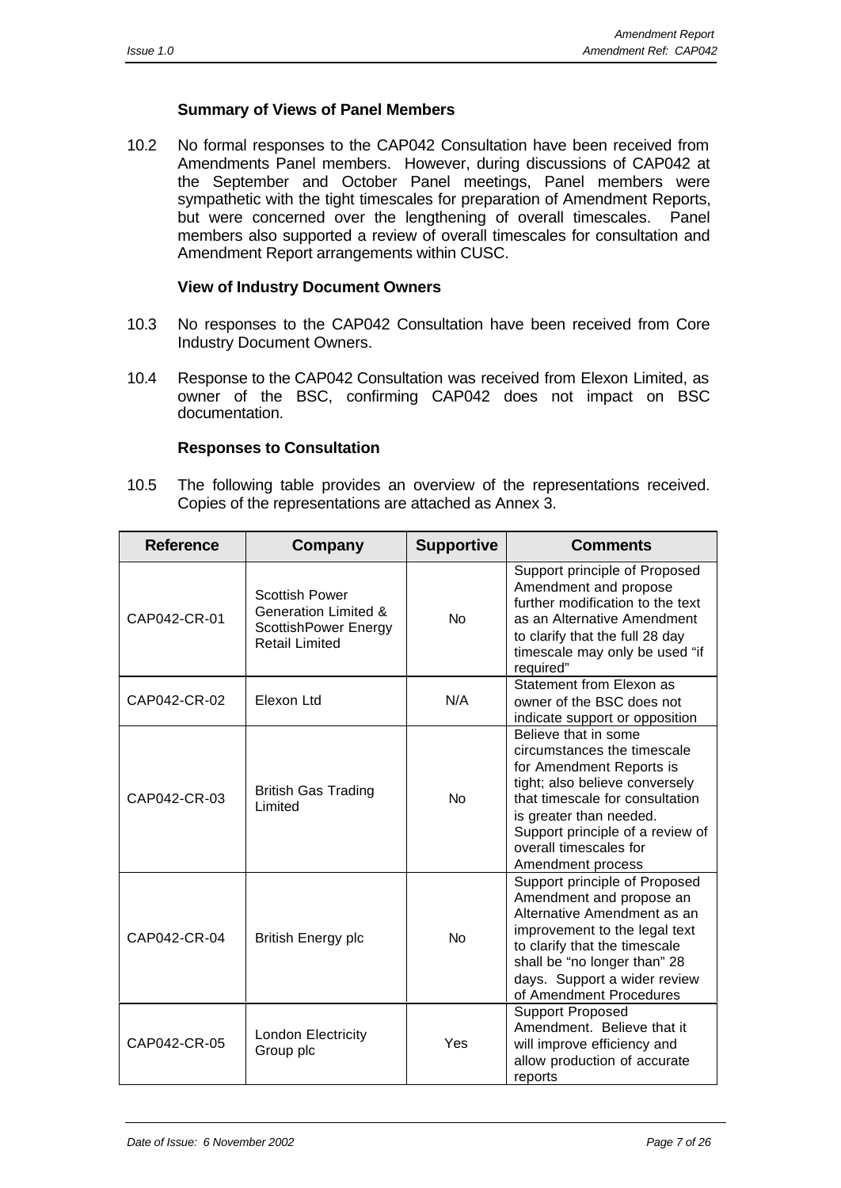**Summary of Views of Panel Members**

10.2 No formal responses to the CAP042 Consultation have been received from Amendments Panel members. However, during discussions of CAP042 at the September and October Panel meetings, Panel members were sympathetic with the tight timescales for preparation of Amendment Reports, but were concerned over the lengthening of overall timescales. Panel members also supported a review of overall timescales for consultation and Amendment Report arrangements within CUSC.

**View of Industry Document Owners**

10.3 No responses to the CAP042 Consultation have been received from Core Industry Document Owners.

10.4 Response to the CAP042 Consultation was received from Elexon Limited, as owner of the BSC, confirming CAP042 does not impact on BSC documentation.

**Responses to Consultation**

10.5 The following table provides an overview of the representations received. Copies of the representations are attached as Annex 3.

| Reference | Company | Supportive | Comments |
|---|---|---|---|
| CAP042-CR-01 | Scottish Power Generation Limited & ScottishPower Energy Retail Limited | No | Support principle of Proposed Amendment and propose further modification to the text as an Alternative Amendment to clarify that the full 28 day timescale may only be used "if required" |
| CAP042-CR-02 | Elexon Ltd | N/A | Statement from Elexon as owner of the BSC does not indicate support or opposition |
| CAP042-CR-03 | British Gas Trading Limited | No | Believe that in some circumstances the timescale for Amendment Reports is tight; also believe conversely that timescale for consultation is greater than needed. Support principle of a review of overall timescales for Amendment process |
| CAP042-CR-04 | British Energy plc | No | Support principle of Proposed Amendment and propose an Alternative Amendment as an improvement to the legal text to clarify that the timescale shall be "no longer than" 28 days. Support a wider review of Amendment Procedures |
| CAP042-CR-05 | London Electricity Group plc | Yes | Support Proposed Amendment. Believe that it will improve efficiency and allow production of accurate reports |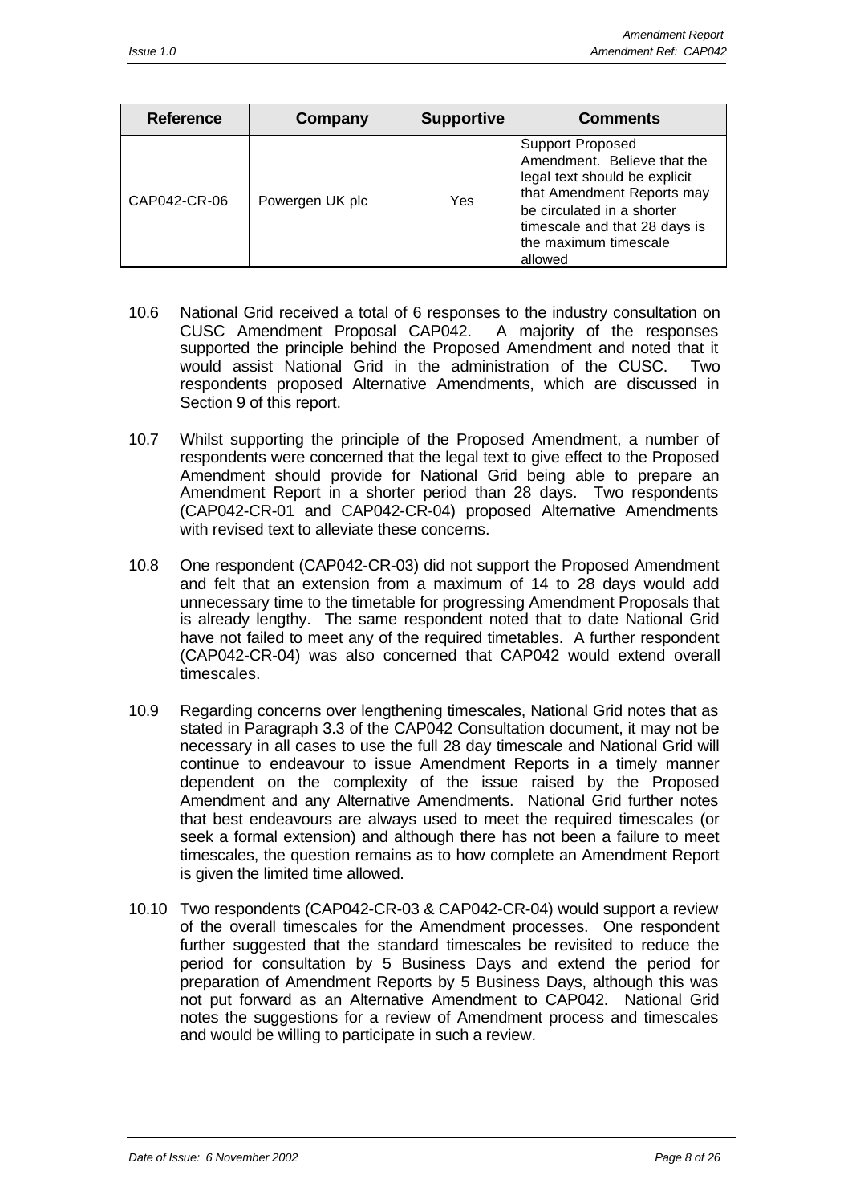| Reference | Company | Supportive | Comments |
|---|---|---|---|
| CAP042-CR-06 | Powergen UK plc | Yes | Support Proposed Amendment. Believe that the legal text should be explicit that Amendment Reports may be circulated in a shorter timescale and that 28 days is the maximum timescale allowed |

10.6 National Grid received a total of 6 responses to the industry consultation on CUSC Amendment Proposal CAP042. A majority of the responses supported the principle behind the Proposed Amendment and noted that it would assist National Grid in the administration of the CUSC. Two respondents proposed Alternative Amendments, which are discussed in Section 9 of this report.

10.7 Whilst supporting the principle of the Proposed Amendment, a number of respondents were concerned that the legal text to give effect to the Proposed Amendment should provide for National Grid being able to prepare an Amendment Report in a shorter period than 28 days. Two respondents (CAP042-CR-01 and CAP042-CR-04) proposed Alternative Amendments with revised text to alleviate these concerns.

10.8 One respondent (CAP042-CR-03) did not support the Proposed Amendment and felt that an extension from a maximum of 14 to 28 days would add unnecessary time to the timetable for progressing Amendment Proposals that is already lengthy. The same respondent noted that to date National Grid have not failed to meet any of the required timetables. A further respondent (CAP042-CR-04) was also concerned that CAP042 would extend overall timescales.

10.9 Regarding concerns over lengthening timescales, National Grid notes that as stated in Paragraph 3.3 of the CAP042 Consultation document, it may not be necessary in all cases to use the full 28 day timescale and National Grid will continue to endeavour to issue Amendment Reports in a timely manner dependent on the complexity of the issue raised by the Proposed Amendment and any Alternative Amendments. National Grid further notes that best endeavours are always used to meet the required timescales (or seek a formal extension) and although there has not been a failure to meet timescales, the question remains as to how complete an Amendment Report is given the limited time allowed.

10.10 Two respondents (CAP042-CR-03 & CAP042-CR-04) would support a review of the overall timescales for the Amendment processes. One respondent further suggested that the standard timescales be revisited to reduce the period for consultation by 5 Business Days and extend the period for preparation of Amendment Reports by 5 Business Days, although this was not put forward as an Alternative Amendment to CAP042. National Grid notes the suggestions for a review of Amendment process and timescales and would be willing to participate in such a review.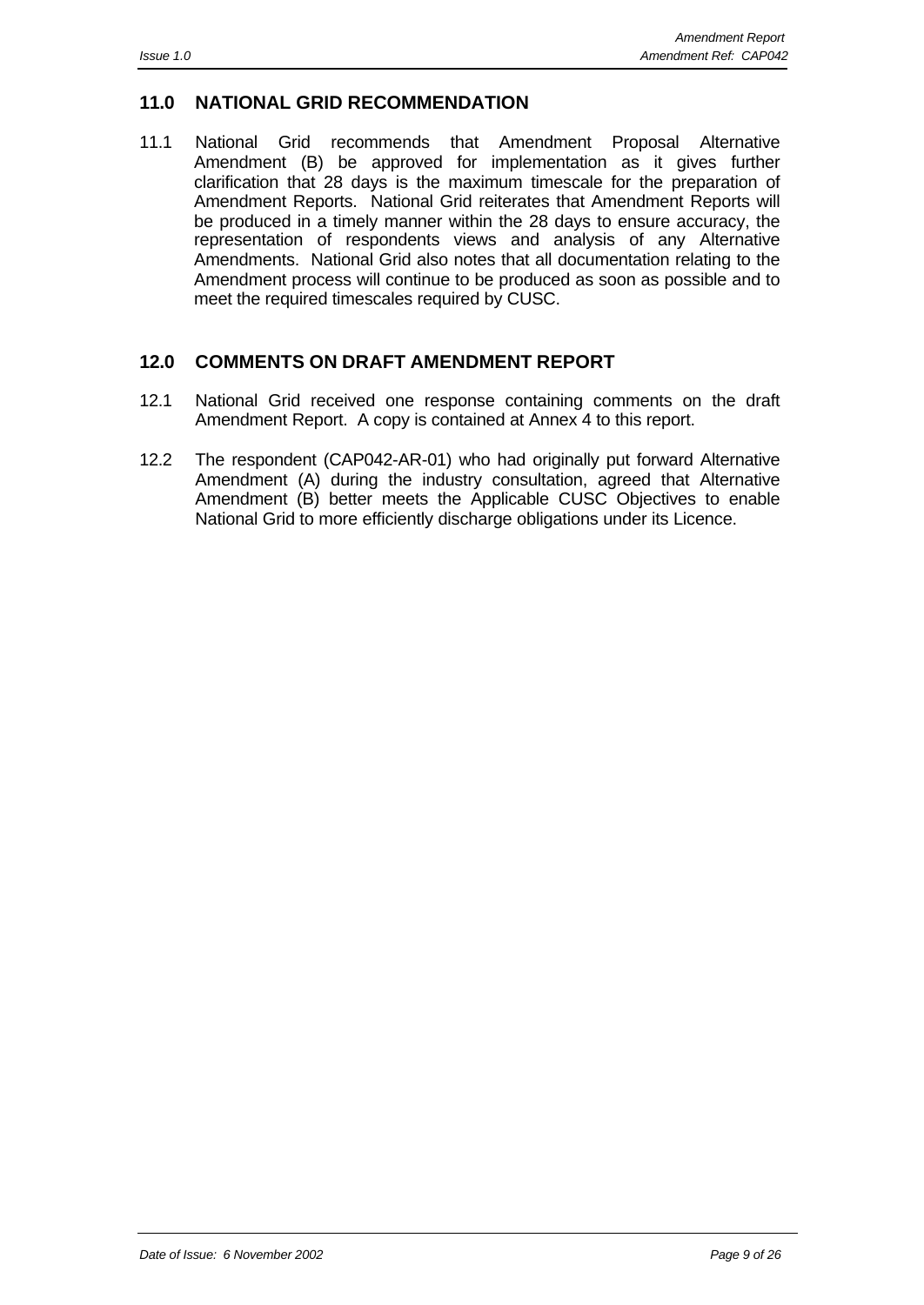## 11.0 NATIONAL GRID RECOMMENDATION

11.1 National Grid recommends that Amendment Proposal Alternative Amendment (B) be approved for implementation as it gives further clarification that 28 days is the maximum timescale for the preparation of Amendment Reports. National Grid reiterates that Amendment Reports will be produced in a timely manner within the 28 days to ensure accuracy, the representation of respondents views and analysis of any Alternative Amendments. National Grid also notes that all documentation relating to the Amendment process will continue to be produced as soon as possible and to meet the required timescales required by CUSC.

## 12.0 COMMENTS ON DRAFT AMENDMENT REPORT

12.1 National Grid received one response containing comments on the draft Amendment Report. A copy is contained at Annex 4 to this report.

12.2 The respondent (CAP042-AR-01) who had originally put forward Alternative Amendment (A) during the industry consultation, agreed that Alternative Amendment (B) better meets the Applicable CUSC Objectives to enable National Grid to more efficiently discharge obligations under its Licence.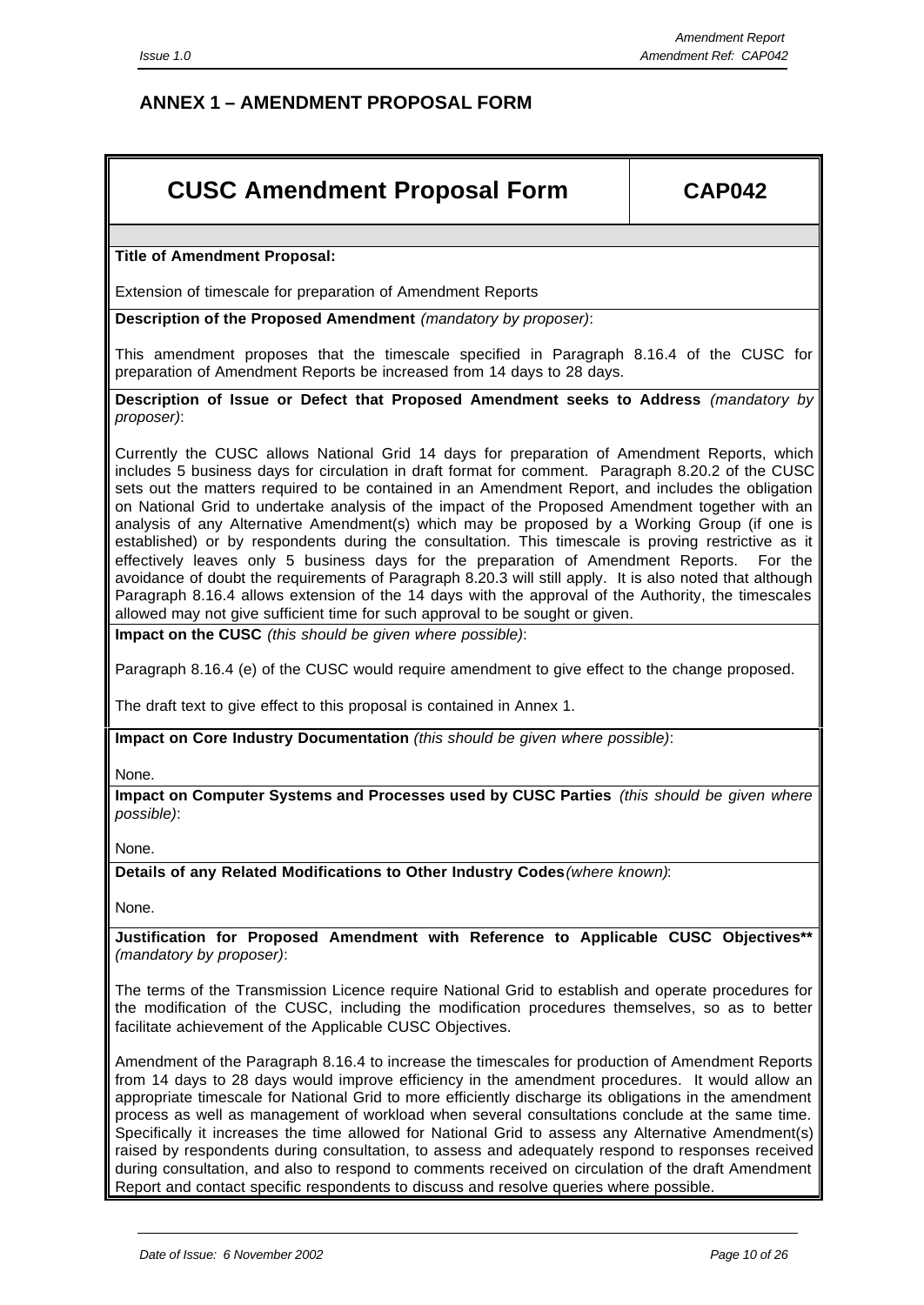## ANNEX 1 – AMENDMENT PROPOSAL FORM

| CUSC Amendment Proposal Form | CAP042 |
|---|---|

**Title of Amendment Proposal:**

Extension of timescale for preparation of Amendment Reports

**Description of the Proposed Amendment** *(mandatory by proposer)*:

This amendment proposes that the timescale specified in Paragraph 8.16.4 of the CUSC for preparation of Amendment Reports be increased from 14 days to 28 days.

**Description of Issue or Defect that Proposed Amendment seeks to Address** *(mandatory by proposer)*:

Currently the CUSC allows National Grid 14 days for preparation of Amendment Reports, which includes 5 business days for circulation in draft format for comment. Paragraph 8.20.2 of the CUSC sets out the matters required to be contained in an Amendment Report, and includes the obligation on National Grid to undertake analysis of the impact of the Proposed Amendment together with an analysis of any Alternative Amendment(s) which may be proposed by a Working Group (if one is established) or by respondents during the consultation. This timescale is proving restrictive as it effectively leaves only 5 business days for the preparation of Amendment Reports. For the avoidance of doubt the requirements of Paragraph 8.20.3 will still apply. It is also noted that although Paragraph 8.16.4 allows extension of the 14 days with the approval of the Authority, the timescales allowed may not give sufficient time for such approval to be sought or given.

**Impact on the CUSC** *(this should be given where possible)*:

Paragraph 8.16.4 (e) of the CUSC would require amendment to give effect to the change proposed.

The draft text to give effect to this proposal is contained in Annex 1.

**Impact on Core Industry Documentation** *(this should be given where possible)*:

None.

**Impact on Computer Systems and Processes used by CUSC Parties** *(this should be given where possible)*:

None.

**Details of any Related Modifications to Other Industry Codes** *(where known)*:

None.

**Justification for Proposed Amendment with Reference to Applicable CUSC Objectives**** *(mandatory by proposer)*:

The terms of the Transmission Licence require National Grid to establish and operate procedures for the modification of the CUSC, including the modification procedures themselves, so as to better facilitate achievement of the Applicable CUSC Objectives.

Amendment of the Paragraph 8.16.4 to increase the timescales for production of Amendment Reports from 14 days to 28 days would improve efficiency in the amendment procedures. It would allow an appropriate timescale for National Grid to more efficiently discharge its obligations in the amendment process as well as management of workload when several consultations conclude at the same time. Specifically it increases the time allowed for National Grid to assess any Alternative Amendment(s) raised by respondents during consultation, to assess and adequately respond to responses received during consultation, and also to respond to comments received on circulation of the draft Amendment Report and contact specific respondents to discuss and resolve queries where possible.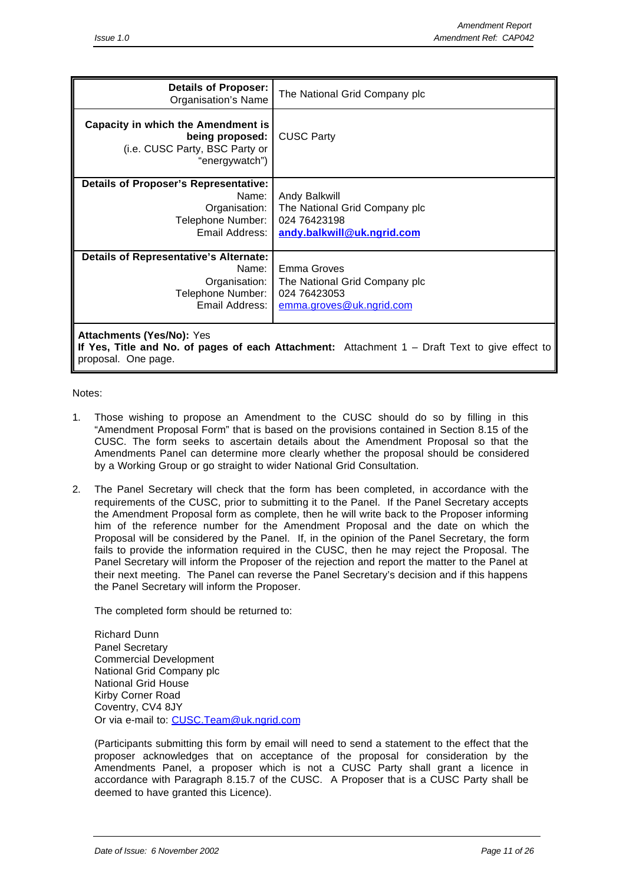| **Details of Proposer:** Organisation's Name | The National Grid Company plc |
|---|---|
| **Capacity in which the Amendment is being proposed:** (i.e. CUSC Party, BSC Party or "energywatch") | CUSC Party |
| **Details of Proposer's Representative:** Name: Organisation: Telephone Number: Email Address: | Andy Balkwill The National Grid Company plc 024 76423198 **andy.balkwill@uk.ngrid.com** |
| **Details of Representative's Alternate:** Name: Organisation: Telephone Number: Email Address: | Emma Groves The National Grid Company plc 024 76423053 emma.groves@uk.ngrid.com |
| **Attachments (Yes/No):** Yes **If Yes, Title and No. of pages of each Attachment:** Attachment 1 – Draft Text to give effect to proposal. One page. | |

Notes:

1. Those wishing to propose an Amendment to the CUSC should do so by filling in this "Amendment Proposal Form" that is based on the provisions contained in Section 8.15 of the CUSC. The form seeks to ascertain details about the Amendment Proposal so that the Amendments Panel can determine more clearly whether the proposal should be considered by a Working Group or go straight to wider National Grid Consultation.

2. The Panel Secretary will check that the form has been completed, in accordance with the requirements of the CUSC, prior to submitting it to the Panel. If the Panel Secretary accepts the Amendment Proposal form as complete, then he will write back to the Proposer informing him of the reference number for the Amendment Proposal and the date on which the Proposal will be considered by the Panel. If, in the opinion of the Panel Secretary, the form fails to provide the information required in the CUSC, then he may reject the Proposal. The Panel Secretary will inform the Proposer of the rejection and report the matter to the Panel at their next meeting. The Panel can reverse the Panel Secretary's decision and if this happens the Panel Secretary will inform the Proposer.

   The completed form should be returned to:

   Richard Dunn
   Panel Secretary
   Commercial Development
   National Grid Company plc
   National Grid House
   Kirby Corner Road
   Coventry, CV4 8JY
   Or via e-mail to: CUSC.Team@uk.ngrid.com

   (Participants submitting this form by email will need to send a statement to the effect that the proposer acknowledges that on acceptance of the proposal for consideration by the Amendments Panel, a proposer which is not a CUSC Party shall grant a licence in accordance with Paragraph 8.15.7 of the CUSC. A Proposer that is a CUSC Party shall be deemed to have granted this Licence).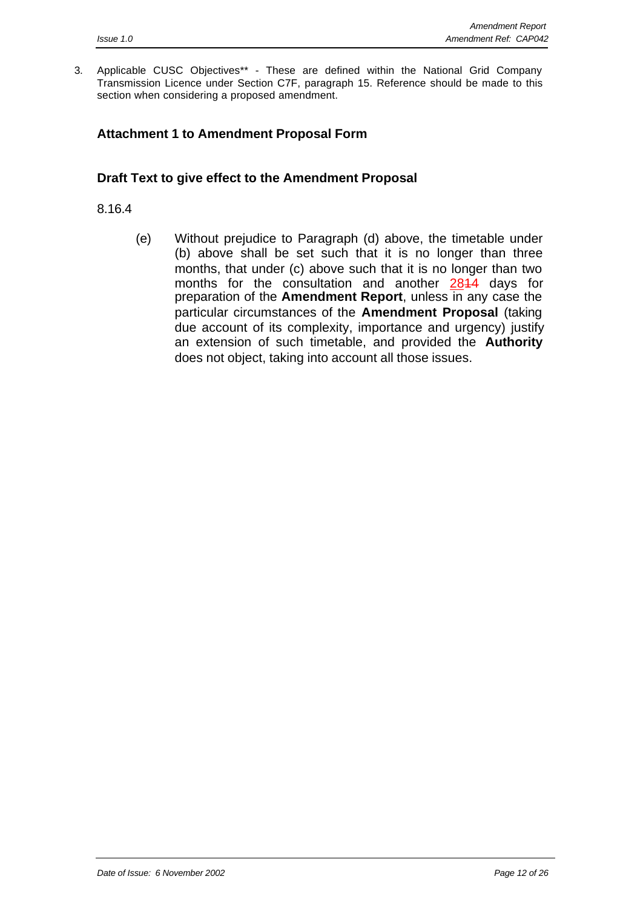3. Applicable CUSC Objectives** - These are defined within the National Grid Company Transmission Licence under Section C7F, paragraph 15. Reference should be made to this section when considering a proposed amendment.

## Attachment 1 to Amendment Proposal Form

## Draft Text to give effect to the Amendment Proposal

8.16.4

(e) Without prejudice to Paragraph (d) above, the timetable under (b) above shall be set such that it is no longer than three months, that under (c) above such that it is no longer than two months for the consultation and another <ins>28</ins>~~14~~ days for preparation of the **Amendment Report**, unless in any case the particular circumstances of the **Amendment Proposal** (taking due account of its complexity, importance and urgency) justify an extension of such timetable, and provided the **Authority** does not object, taking into account all those issues.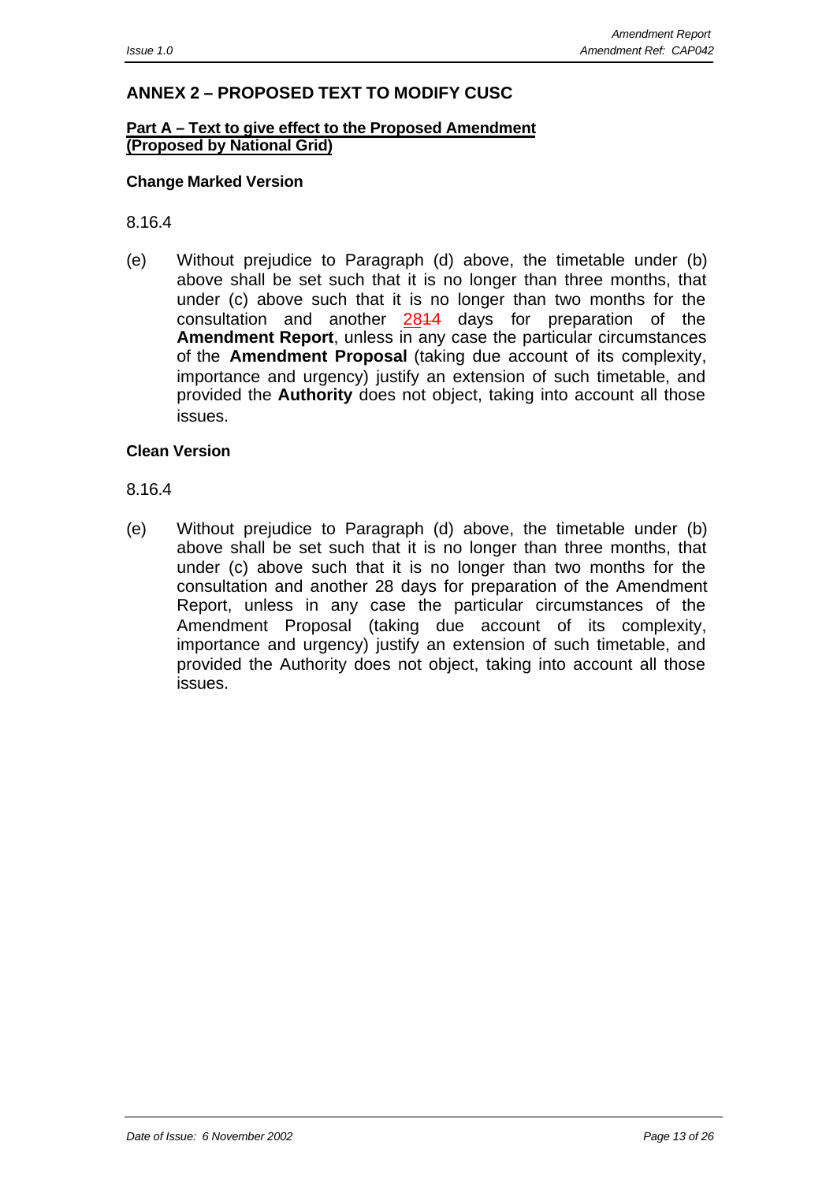## ANNEX 2 – PROPOSED TEXT TO MODIFY CUSC

**Part A – Text to give effect to the Proposed Amendment (Proposed by National Grid)**

**Change Marked Version**

8.16.4

(e) Without prejudice to Paragraph (d) above, the timetable under (b) above shall be set such that it is no longer than three months, that under (c) above such that it is no longer than two months for the consultation and another 28~~14~~ days for preparation of the **Amendment Report**, unless in any case the particular circumstances of the **Amendment Proposal** (taking due account of its complexity, importance and urgency) justify an extension of such timetable, and provided the **Authority** does not object, taking into account all those issues.

**Clean Version**

8.16.4

(e) Without prejudice to Paragraph (d) above, the timetable under (b) above shall be set such that it is no longer than three months, that under (c) above such that it is no longer than two months for the consultation and another 28 days for preparation of the Amendment Report, unless in any case the particular circumstances of the Amendment Proposal (taking due account of its complexity, importance and urgency) justify an extension of such timetable, and provided the Authority does not object, taking into account all those issues.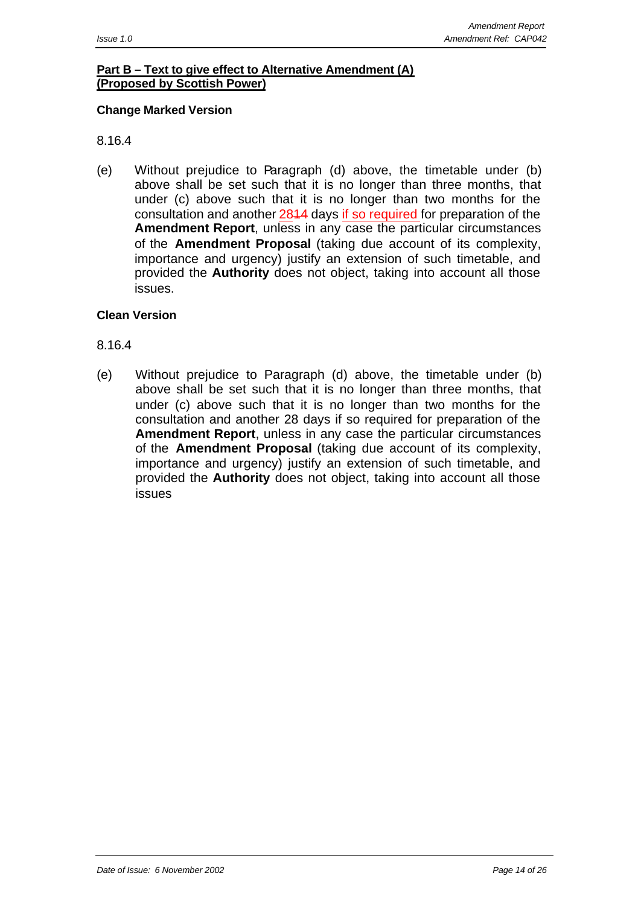**Part B – Text to give effect to Alternative Amendment (A) (Proposed by Scottish Power)**

**Change Marked Version**

8.16.4

(e) Without prejudice to Paragraph (d) above, the timetable under (b) above shall be set such that it is no longer than three months, that under (c) above such that it is no longer than two months for the consultation and another ~~14~~28 days if so required for preparation of the **Amendment Report**, unless in any case the particular circumstances of the **Amendment Proposal** (taking due account of its complexity, importance and urgency) justify an extension of such timetable, and provided the **Authority** does not object, taking into account all those issues.

**Clean Version**

8.16.4

(e) Without prejudice to Paragraph (d) above, the timetable under (b) above shall be set such that it is no longer than three months, that under (c) above such that it is no longer than two months for the consultation and another 28 days if so required for preparation of the **Amendment Report**, unless in any case the particular circumstances of the **Amendment Proposal** (taking due account of its complexity, importance and urgency) justify an extension of such timetable, and provided the **Authority** does not object, taking into account all those issues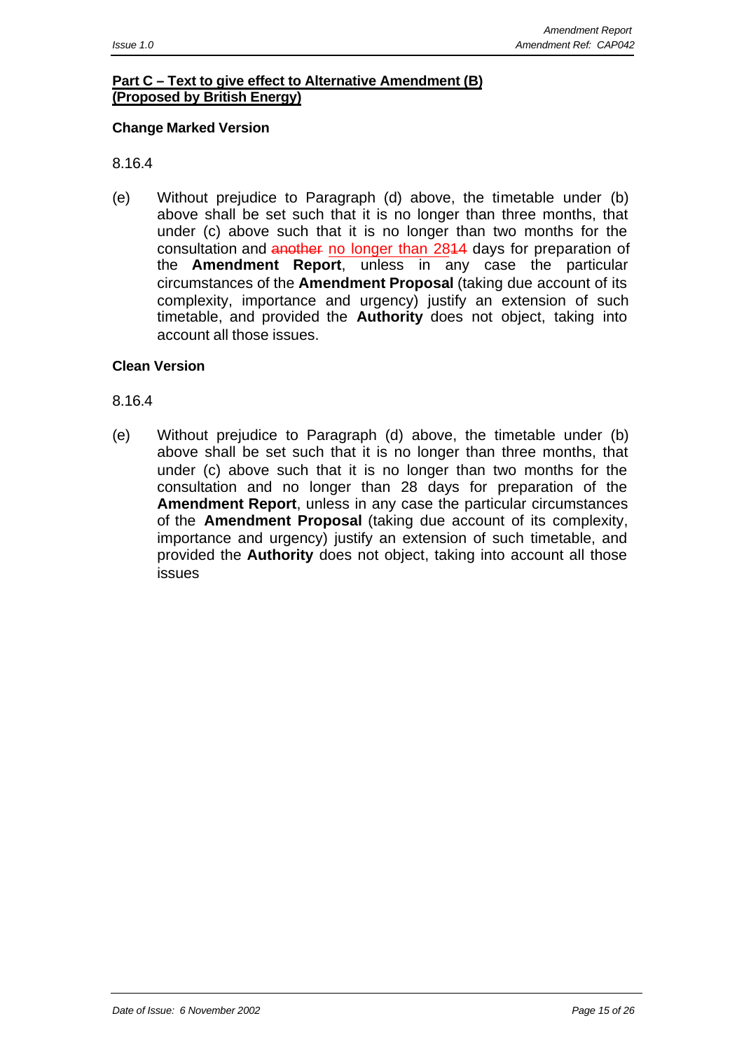**Part C – Text to give effect to Alternative Amendment (B) (Proposed by British Energy)**

**Change Marked Version**

8.16.4

(e) Without prejudice to Paragraph (d) above, the timetable under (b) above shall be set such that it is no longer than three months, that under (c) above such that it is no longer than two months for the consultation and ~~another~~ no longer than 28~~14~~ days for preparation of the **Amendment Report**, unless in any case the particular circumstances of the **Amendment Proposal** (taking due account of its complexity, importance and urgency) justify an extension of such timetable, and provided the **Authority** does not object, taking into account all those issues.

**Clean Version**

8.16.4

(e) Without prejudice to Paragraph (d) above, the timetable under (b) above shall be set such that it is no longer than three months, that under (c) above such that it is no longer than two months for the consultation and no longer than 28 days for preparation of the **Amendment Report**, unless in any case the particular circumstances of the **Amendment Proposal** (taking due account of its complexity, importance and urgency) justify an extension of such timetable, and provided the **Authority** does not object, taking into account all those issues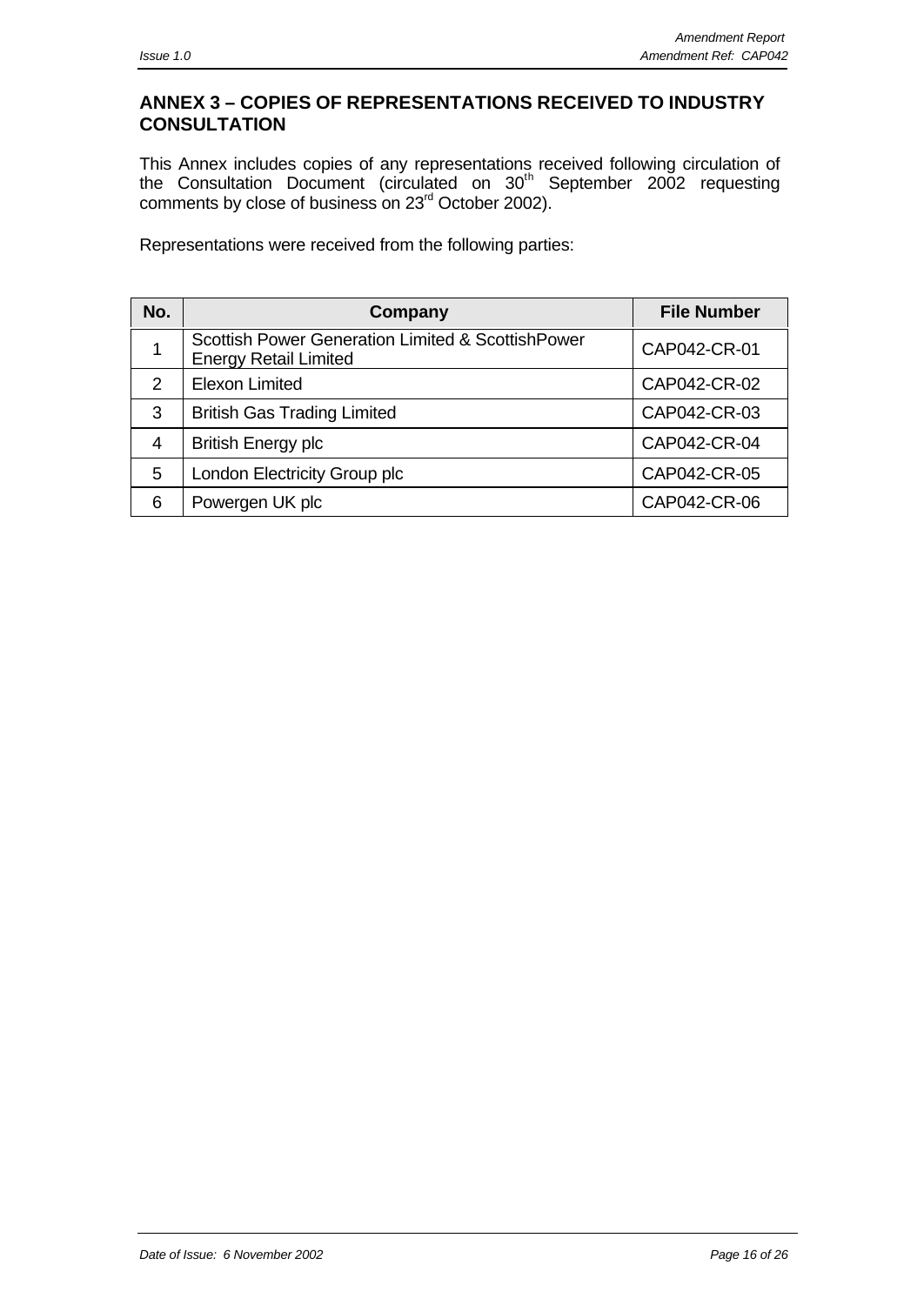## ANNEX 3 – COPIES OF REPRESENTATIONS RECEIVED TO INDUSTRY CONSULTATION

This Annex includes copies of any representations received following circulation of the Consultation Document (circulated on 30th September 2002 requesting comments by close of business on 23rd October 2002).

Representations were received from the following parties:

| No. | Company | File Number |
|---|---|---|
| 1 | Scottish Power Generation Limited & ScottishPower Energy Retail Limited | CAP042-CR-01 |
| 2 | Elexon Limited | CAP042-CR-02 |
| 3 | British Gas Trading Limited | CAP042-CR-03 |
| 4 | British Energy plc | CAP042-CR-04 |
| 5 | London Electricity Group plc | CAP042-CR-05 |
| 6 | Powergen UK plc | CAP042-CR-06 |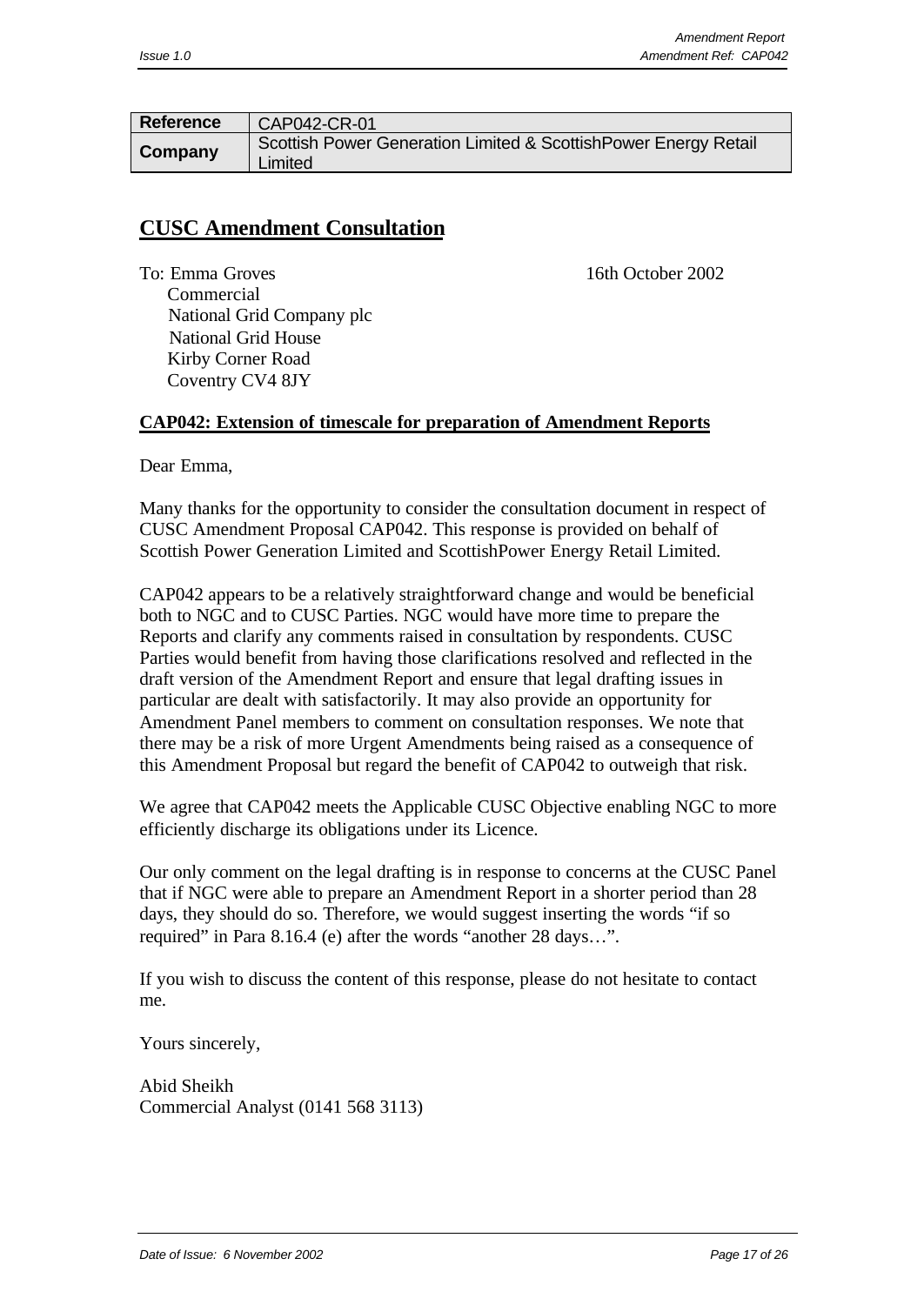| Reference | CAP042-CR-01 |
| --- | --- |
| Company | Scottish Power Generation Limited & ScottishPower Energy Retail Limited |

# CUSC Amendment Consultation

To: Emma Groves
Commercial
National Grid Company plc
National Grid House
Kirby Corner Road
Coventry CV4 8JY

16th October 2002

**CAP042: Extension of timescale for preparation of Amendment Reports**

Dear Emma,

Many thanks for the opportunity to consider the consultation document in respect of CUSC Amendment Proposal CAP042. This response is provided on behalf of Scottish Power Generation Limited and ScottishPower Energy Retail Limited.

CAP042 appears to be a relatively straightforward change and would be beneficial both to NGC and to CUSC Parties. NGC would have more time to prepare the Reports and clarify any comments raised in consultation by respondents. CUSC Parties would benefit from having those clarifications resolved and reflected in the draft version of the Amendment Report and ensure that legal drafting issues in particular are dealt with satisfactorily. It may also provide an opportunity for Amendment Panel members to comment on consultation responses. We note that there may be a risk of more Urgent Amendments being raised as a consequence of this Amendment Proposal but regard the benefit of CAP042 to outweigh that risk.

We agree that CAP042 meets the Applicable CUSC Objective enabling NGC to more efficiently discharge its obligations under its Licence.

Our only comment on the legal drafting is in response to concerns at the CUSC Panel that if NGC were able to prepare an Amendment Report in a shorter period than 28 days, they should do so. Therefore, we would suggest inserting the words "if so required" in Para 8.16.4 (e) after the words "another 28 days…".

If you wish to discuss the content of this response, please do not hesitate to contact me.

Yours sincerely,

Abid Sheikh
Commercial Analyst (0141 568 3113)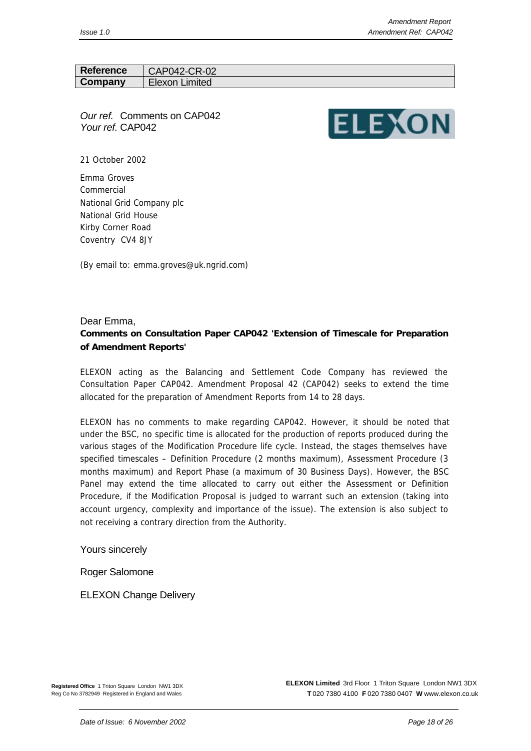| Reference | CAP042-CR-02 |
| --- | --- |
| Company | Elexon Limited |

*Our ref.* Comments on CAP042
*Your ref.* CAP042

21 October 2002

Emma Groves
Commercial
National Grid Company plc
National Grid House
Kirby Corner Road
Coventry CV4 8JY

(By email to: emma.groves@uk.ngrid.com)

Dear Emma,

**Comments on Consultation Paper CAP042 'Extension of Timescale for Preparation of Amendment Reports'**

ELEXON acting as the Balancing and Settlement Code Company has reviewed the Consultation Paper CAP042. Amendment Proposal 42 (CAP042) seeks to extend the time allocated for the preparation of Amendment Reports from 14 to 28 days.

ELEXON has no comments to make regarding CAP042. However, it should be noted that under the BSC, no specific time is allocated for the production of reports produced during the various stages of the Modification Procedure life cycle. Instead, the stages themselves have specified timescales – Definition Procedure (2 months maximum), Assessment Procedure (3 months maximum) and Report Phase (a maximum of 30 Business Days). However, the BSC Panel may extend the time allocated to carry out either the Assessment or Definition Procedure, if the Modification Proposal is judged to warrant such an extension (taking into account urgency, complexity and importance of the issue). The extension is also subject to not receiving a contrary direction from the Authority.

Yours sincerely

Roger Salomone

ELEXON Change Delivery

**Registered Office** 1 Triton Square London NW1 3DX
Reg Co No 3782949 Registered in England and Wales

**ELEXON Limited** 3rd Floor 1 Triton Square London NW1 3DX
**T** 020 7380 4100 **F** 020 7380 0407 **W** www.elexon.co.uk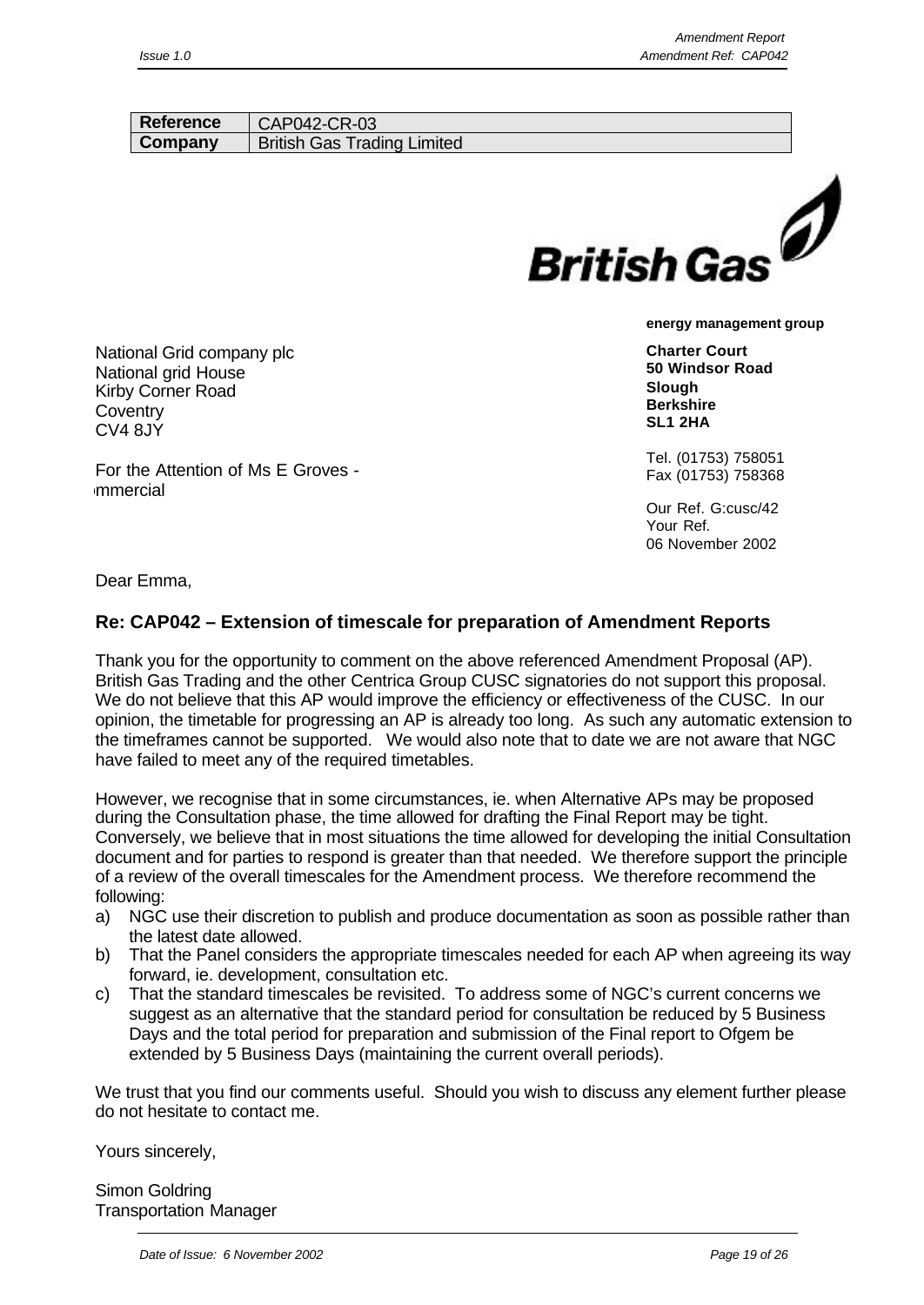| Reference | CAP042-CR-03 |
|---|---|
| Company | British Gas Trading Limited |

**British Gas**

**energy management group**

**Charter Court**
**50 Windsor Road**
**Slough**
**Berkshire**
**SL1 2HA**

Tel. (01753) 758051
Fax (01753) 758368

Our Ref. G:cusc/42
Your Ref.
06 November 2002

National Grid company plc
National grid House
Kirby Corner Road
Coventry
CV4 8JY

For the Attention of Ms E Groves -
mmercial

Dear Emma,

## Re: CAP042 – Extension of timescale for preparation of Amendment Reports

Thank you for the opportunity to comment on the above referenced Amendment Proposal (AP). British Gas Trading and the other Centrica Group CUSC signatories do not support this proposal. We do not believe that this AP would improve the efficiency or effectiveness of the CUSC. In our opinion, the timetable for progressing an AP is already too long. As such any automatic extension to the timeframes cannot be supported. We would also note that to date we are not aware that NGC have failed to meet any of the required timetables.

However, we recognise that in some circumstances, ie. when Alternative APs may be proposed during the Consultation phase, the time allowed for drafting the Final Report may be tight. Conversely, we believe that in most situations the time allowed for developing the initial Consultation document and for parties to respond is greater than that needed. We therefore support the principle of a review of the overall timescales for the Amendment process. We therefore recommend the following:

a) NGC use their discretion to publish and produce documentation as soon as possible rather than the latest date allowed.
b) That the Panel considers the appropriate timescales needed for each AP when agreeing its way forward, ie. development, consultation etc.
c) That the standard timescales be revisited. To address some of NGC's current concerns we suggest as an alternative that the standard period for consultation be reduced by 5 Business Days and the total period for preparation and submission of the Final report to Ofgem be extended by 5 Business Days (maintaining the current overall periods).

We trust that you find our comments useful. Should you wish to discuss any element further please do not hesitate to contact me.

Yours sincerely,

Simon Goldring
Transportation Manager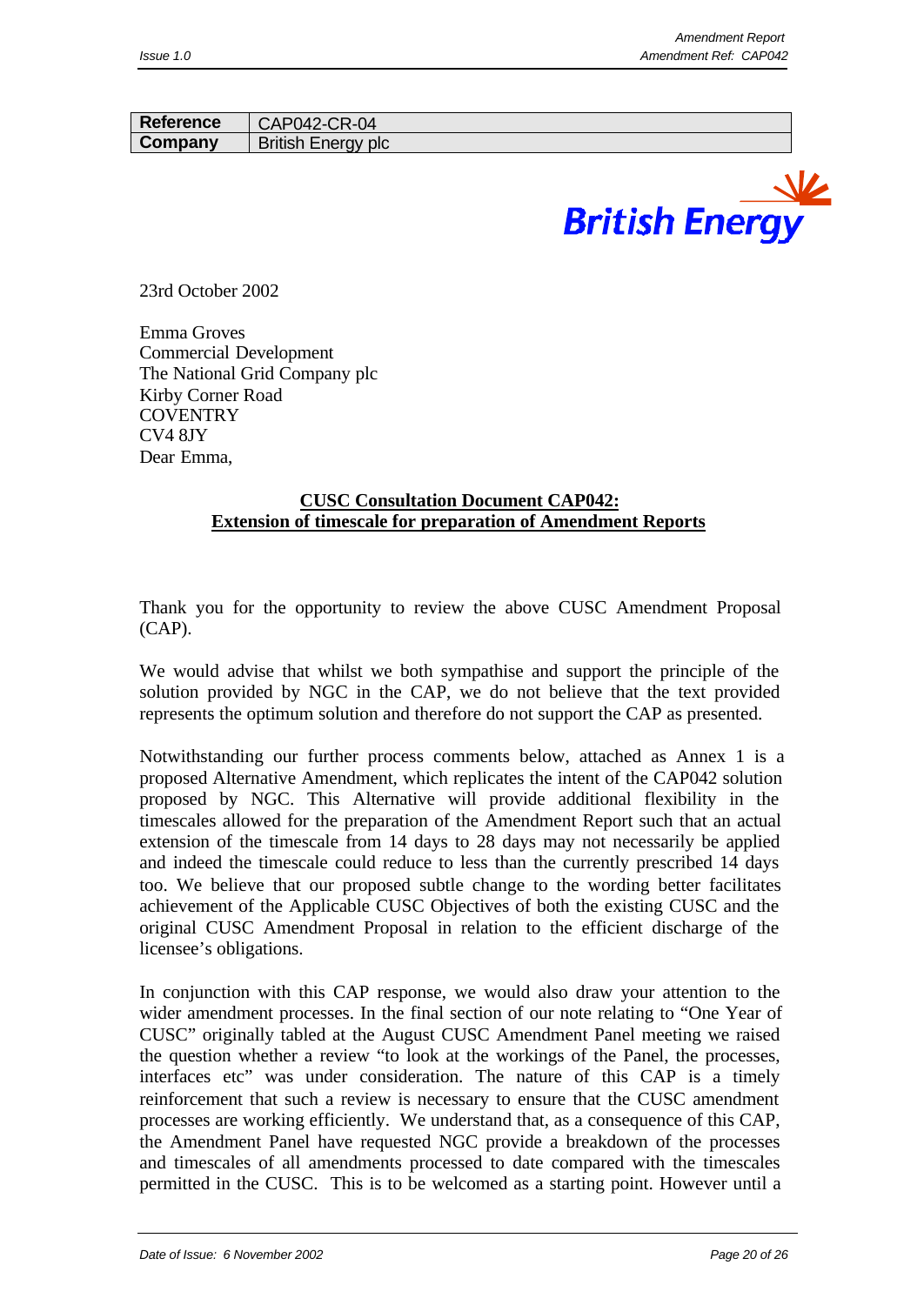| Reference | CAP042-CR-04 |
| --- | --- |
| Company | British Energy plc |

British Energy

23rd October 2002

Emma Groves
Commercial Development
The National Grid Company plc
Kirby Corner Road
COVENTRY
CV4 8JY
Dear Emma,

**CUSC Consultation Document CAP042:**
**Extension of timescale for preparation of Amendment Reports**

Thank you for the opportunity to review the above CUSC Amendment Proposal (CAP).

We would advise that whilst we both sympathise and support the principle of the solution provided by NGC in the CAP, we do not believe that the text provided represents the optimum solution and therefore do not support the CAP as presented.

Notwithstanding our further process comments below, attached as Annex 1 is a proposed Alternative Amendment, which replicates the intent of the CAP042 solution proposed by NGC. This Alternative will provide additional flexibility in the timescales allowed for the preparation of the Amendment Report such that an actual extension of the timescale from 14 days to 28 days may not necessarily be applied and indeed the timescale could reduce to less than the currently prescribed 14 days too. We believe that our proposed subtle change to the wording better facilitates achievement of the Applicable CUSC Objectives of both the existing CUSC and the original CUSC Amendment Proposal in relation to the efficient discharge of the licensee's obligations.

In conjunction with this CAP response, we would also draw your attention to the wider amendment processes. In the final section of our note relating to "One Year of CUSC" originally tabled at the August CUSC Amendment Panel meeting we raised the question whether a review "to look at the workings of the Panel, the processes, interfaces etc" was under consideration. The nature of this CAP is a timely reinforcement that such a review is necessary to ensure that the CUSC amendment processes are working efficiently. We understand that, as a consequence of this CAP, the Amendment Panel have requested NGC provide a breakdown of the processes and timescales of all amendments processed to date compared with the timescales permitted in the CUSC. This is to be welcomed as a starting point. However until a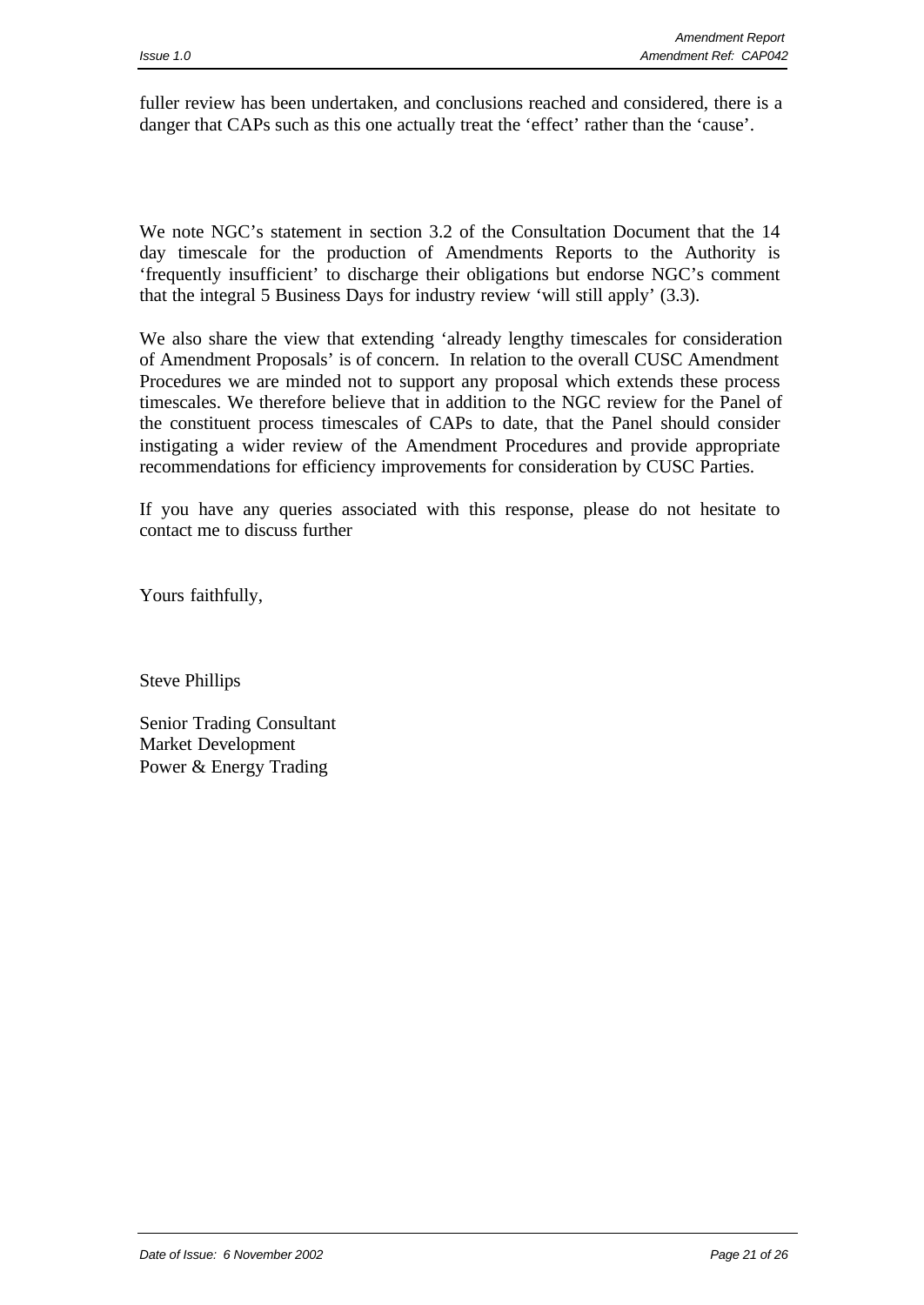fuller review has been undertaken, and conclusions reached and considered, there is a danger that CAPs such as this one actually treat the 'effect' rather than the 'cause'.

We note NGC's statement in section 3.2 of the Consultation Document that the 14 day timescale for the production of Amendments Reports to the Authority is 'frequently insufficient' to discharge their obligations but endorse NGC's comment that the integral 5 Business Days for industry review 'will still apply' (3.3).

We also share the view that extending 'already lengthy timescales for consideration of Amendment Proposals' is of concern. In relation to the overall CUSC Amendment Procedures we are minded not to support any proposal which extends these process timescales. We therefore believe that in addition to the NGC review for the Panel of the constituent process timescales of CAPs to date, that the Panel should consider instigating a wider review of the Amendment Procedures and provide appropriate recommendations for efficiency improvements for consideration by CUSC Parties.

If you have any queries associated with this response, please do not hesitate to contact me to discuss further

Yours faithfully,

Steve Phillips

Senior Trading Consultant
Market Development
Power & Energy Trading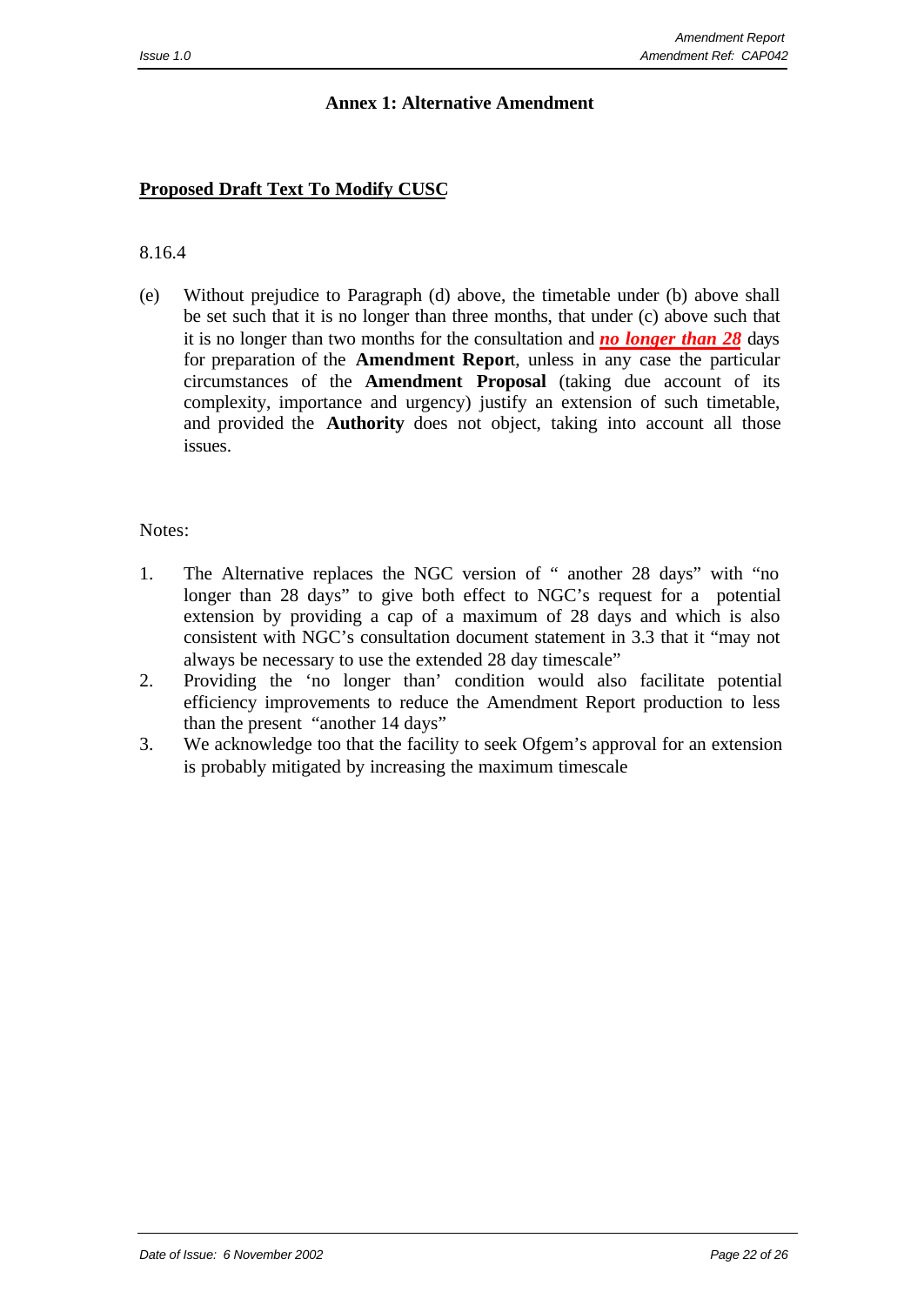## Annex 1: Alternative Amendment

**Proposed Draft Text To Modify CUSC**

8.16.4

(e) Without prejudice to Paragraph (d) above, the timetable under (b) above shall be set such that it is no longer than three months, that under (c) above such that it is no longer than two months for the consultation and ***no longer than 28*** days for preparation of the **Amendment Report**, unless in any case the particular circumstances of the **Amendment Proposal** (taking due account of its complexity, importance and urgency) justify an extension of such timetable, and provided the **Authority** does not object, taking into account all those issues.

Notes:

1. The Alternative replaces the NGC version of " another 28 days" with "no longer than 28 days" to give both effect to NGC's request for a potential extension by providing a cap of a maximum of 28 days and which is also consistent with NGC's consultation document statement in 3.3 that it "may not always be necessary to use the extended 28 day timescale"
2. Providing the 'no longer than' condition would also facilitate potential efficiency improvements to reduce the Amendment Report production to less than the present "another 14 days"
3. We acknowledge too that the facility to seek Ofgem's approval for an extension is probably mitigated by increasing the maximum timescale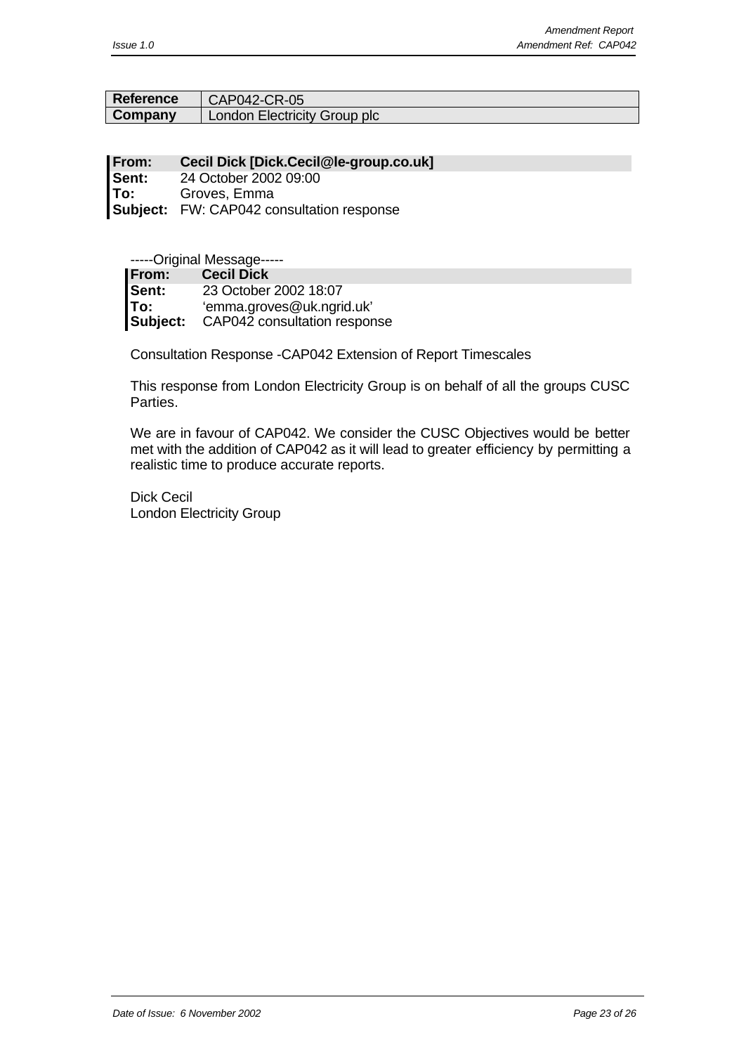| Reference | CAP042-CR-05 |
| --- | --- |
| Company | London Electricity Group plc |

**From:** **Cecil Dick [Dick.Cecil@le-group.co.uk]**
**Sent:** 24 October 2002 09:00
**To:** Groves, Emma
**Subject:** FW: CAP042 consultation response

-----Original Message-----
**From:** **Cecil Dick**
**Sent:** 23 October 2002 18:07
**To:** 'emma.groves@uk.ngrid.uk'
**Subject:** CAP042 consultation response

Consultation Response -CAP042 Extension of Report Timescales

This response from London Electricity Group is on behalf of all the groups CUSC Parties.

We are in favour of CAP042. We consider the CUSC Objectives would be better met with the addition of CAP042 as it will lead to greater efficiency by permitting a realistic time to produce accurate reports.

Dick Cecil
London Electricity Group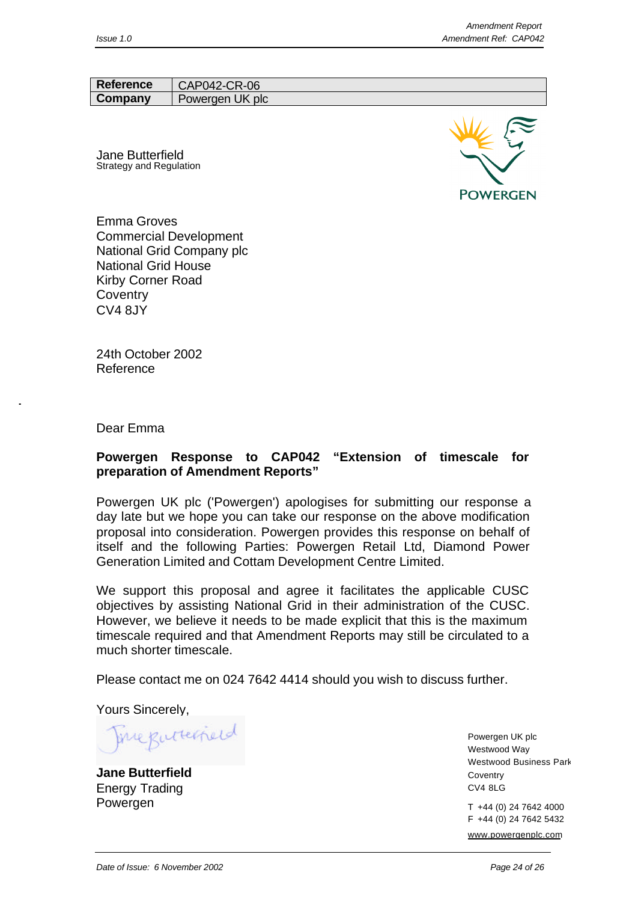| Reference | CAP042-CR-06 |
| --- | --- |
| Company | Powergen UK plc |

Jane Butterfield
Strategy and Regulation

POWERGEN

Emma Groves
Commercial Development
National Grid Company plc
National Grid House
Kirby Corner Road
Coventry
CV4 8JY

24th October 2002
Reference

Dear Emma

**Powergen Response to CAP042 "Extension of timescale for preparation of Amendment Reports"**

Powergen UK plc ('Powergen') apologises for submitting our response a day late but we hope you can take our response on the above modification proposal into consideration. Powergen provides this response on behalf of itself and the following Parties: Powergen Retail Ltd, Diamond Power Generation Limited and Cottam Development Centre Limited.

We support this proposal and agree it facilitates the applicable CUSC objectives by assisting National Grid in their administration of the CUSC. However, we believe it needs to be made explicit that this is the maximum timescale required and that Amendment Reports may still be circulated to a much shorter timescale.

Please contact me on 024 7642 4414 should you wish to discuss further.

Yours Sincerely,

Jane Butterfield

**Jane Butterfield**
Energy Trading
Powergen

Powergen UK plc
Westwood Way
Westwood Business Park
Coventry
CV4 8LG

T +44 (0) 24 7642 4000
F +44 (0) 24 7642 5432
www.powergenplc.com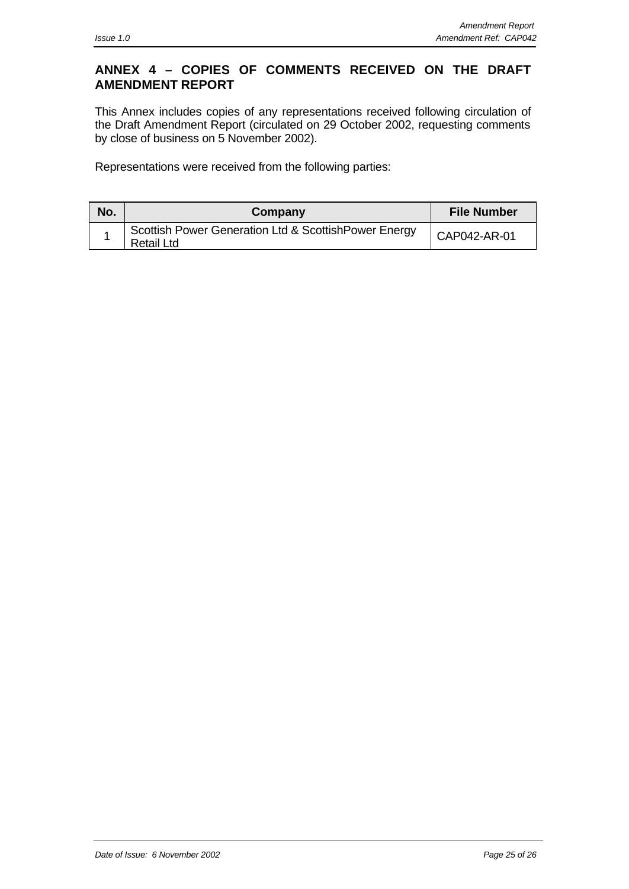## ANNEX 4 – COPIES OF COMMENTS RECEIVED ON THE DRAFT AMENDMENT REPORT

This Annex includes copies of any representations received following circulation of the Draft Amendment Report (circulated on 29 October 2002, requesting comments by close of business on 5 November 2002).

Representations were received from the following parties:

| No. | Company | File Number |
|---|---|---|
| 1 | Scottish Power Generation Ltd & ScottishPower Energy Retail Ltd | CAP042-AR-01 |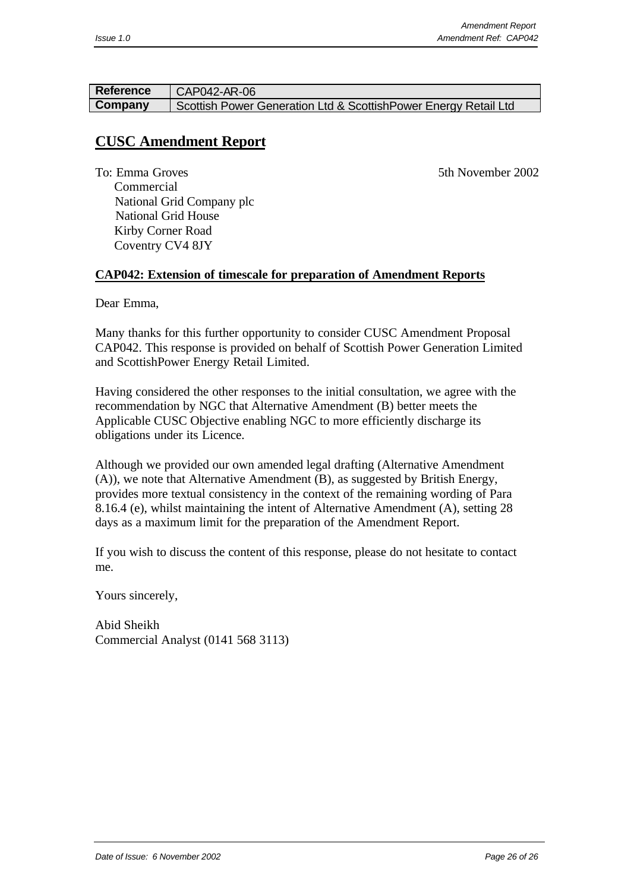| Reference | CAP042-AR-06 |
|---|---|
| Company | Scottish Power Generation Ltd & ScottishPower Energy Retail Ltd |

## CUSC Amendment Report

To: Emma Groves
Commercial
National Grid Company plc
National Grid House
Kirby Corner Road
Coventry CV4 8JY

5th November 2002

**CAP042: Extension of timescale for preparation of Amendment Reports**

Dear Emma,

Many thanks for this further opportunity to consider CUSC Amendment Proposal CAP042. This response is provided on behalf of Scottish Power Generation Limited and ScottishPower Energy Retail Limited.

Having considered the other responses to the initial consultation, we agree with the recommendation by NGC that Alternative Amendment (B) better meets the Applicable CUSC Objective enabling NGC to more efficiently discharge its obligations under its Licence.

Although we provided our own amended legal drafting (Alternative Amendment (A)), we note that Alternative Amendment (B), as suggested by British Energy, provides more textual consistency in the context of the remaining wording of Para 8.16.4 (e), whilst maintaining the intent of Alternative Amendment (A), setting 28 days as a maximum limit for the preparation of the Amendment Report.

If you wish to discuss the content of this response, please do not hesitate to contact me.

Yours sincerely,

Abid Sheikh
Commercial Analyst (0141 568 3113)